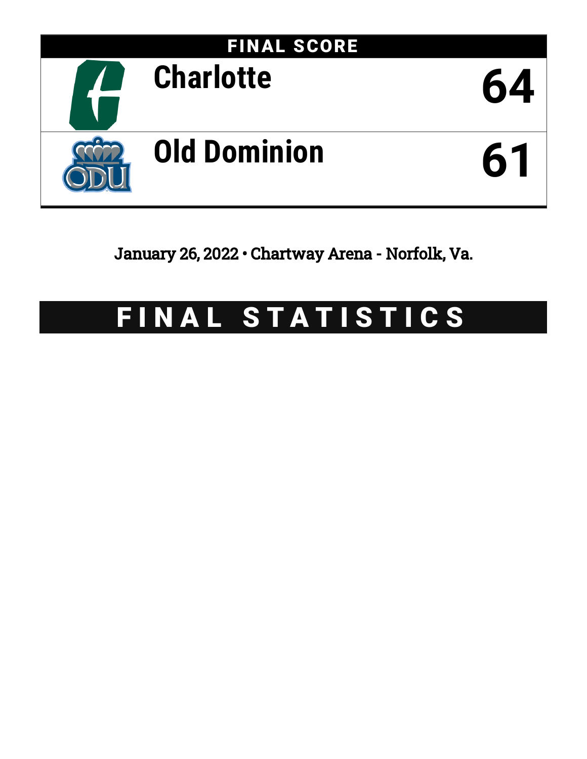# FINAL SCORE

| | |
|---|---|
| Charlotte | 64 |
| Old Dominion | 61 |

January 26, 2022 • Chartway Arena - Norfolk, Va.

# FINAL STATISTICS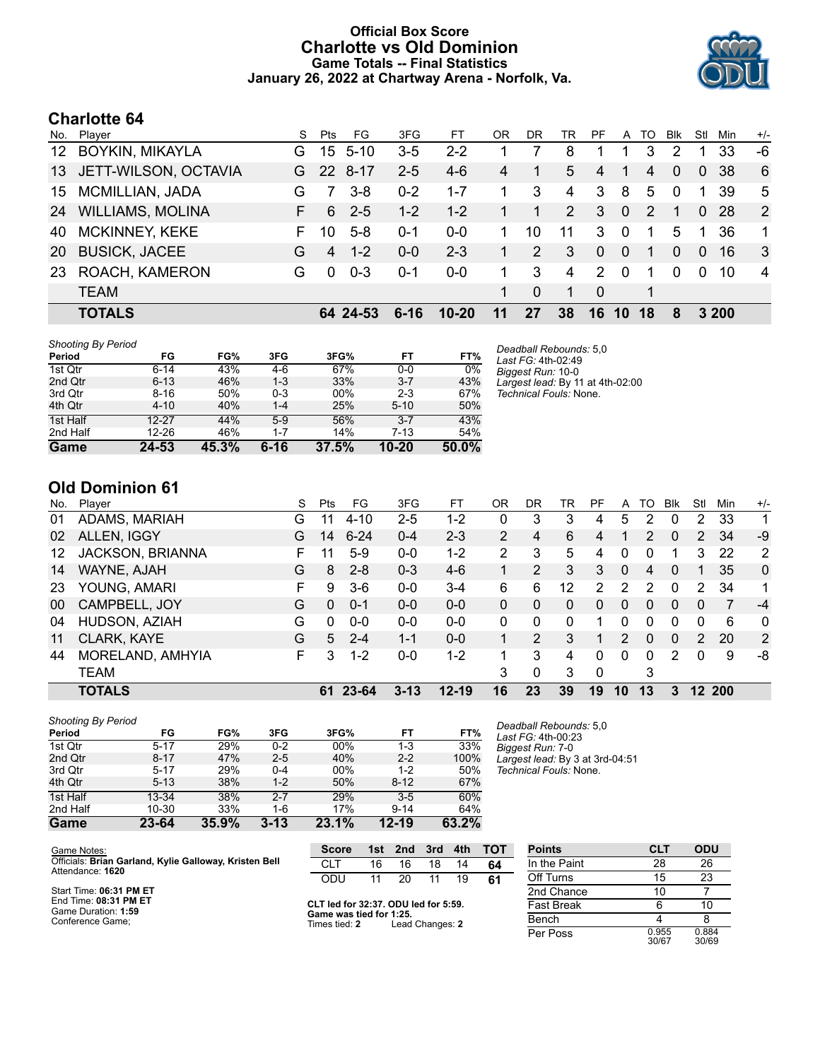# Official Box Score
# Charlotte vs Old Dominion
## Game Totals -- Final Statistics
### January 26, 2022 at Chartway Arena - Norfolk, Va.

## Charlotte 64

| No. | Player | S | Pts | FG | 3FG | FT | OR | DR | TR | PF | A | TO | Blk | Stl | Min | +/- |
|---|---|---|---|---|---|---|---|---|---|---|---|---|---|---|---|---|
| 12 | BOYKIN, MIKAYLA | G | 15 | 5-10 | 3-5 | 2-2 | 1 | 7 | 8 | 1 | 1 | 3 | 2 | 1 | 33 | -6 |
| 13 | JETT-WILSON, OCTAVIA | G | 22 | 8-17 | 2-5 | 4-6 | 4 | 1 | 5 | 4 | 1 | 4 | 0 | 0 | 38 | 6 |
| 15 | MCMILLIAN, JADA | G | 7 | 3-8 | 0-2 | 1-7 | 1 | 3 | 4 | 3 | 8 | 5 | 0 | 1 | 39 | 5 |
| 24 | WILLIAMS, MOLINA | F | 6 | 2-5 | 1-2 | 1-2 | 1 | 1 | 2 | 3 | 0 | 2 | 1 | 0 | 28 | 2 |
| 40 | MCKINNEY, KEKE | F | 10 | 5-8 | 0-1 | 0-0 | 1 | 10 | 11 | 3 | 0 | 1 | 5 | 1 | 36 | 1 |
| 20 | BUSICK, JACEE | G | 4 | 1-2 | 0-0 | 2-3 | 1 | 2 | 3 | 0 | 0 | 1 | 0 | 0 | 16 | 3 |
| 23 | ROACH, KAMERON | G | 0 | 0-3 | 0-1 | 0-0 | 1 | 3 | 4 | 2 | 0 | 1 | 0 | 0 | 10 | 4 |
| | TEAM | | | | | | 1 | 0 | 1 | 0 | | 1 | | | | |
| | **TOTALS** | | **64** | **24-53** | **6-16** | **10-20** | **11** | **27** | **38** | **16** | **10** | **18** | **8** | **3** | **200** | |

*Shooting By Period*

| Period | FG | FG% | 3FG | 3FG% | FT | FT% |
|---|---|---|---|---|---|---|
| 1st Qtr | 6-14 | 43% | 4-6 | 67% | 0-0 | 0% |
| 2nd Qtr | 6-13 | 46% | 1-3 | 33% | 3-7 | 43% |
| 3rd Qtr | 8-16 | 50% | 0-3 | 00% | 2-3 | 67% |
| 4th Qtr | 4-10 | 40% | 1-4 | 25% | 5-10 | 50% |
| 1st Half | 12-27 | 44% | 5-9 | 56% | 3-7 | 43% |
| 2nd Half | 12-26 | 46% | 1-7 | 14% | 7-13 | 54% |
| **Game** | **24-53** | **45.3%** | **6-16** | **37.5%** | **10-20** | **50.0%** |

*Deadball Rebounds:* 5,0
*Last FG:* 4th-02:49
*Biggest Run:* 10-0
*Largest lead:* By 11 at 4th-02:00
*Technical Fouls:* None.

## Old Dominion 61

| No. | Player | S | Pts | FG | 3FG | FT | OR | DR | TR | PF | A | TO | Blk | Stl | Min | +/- |
|---|---|---|---|---|---|---|---|---|---|---|---|---|---|---|---|---|
| 01 | ADAMS, MARIAH | G | 11 | 4-10 | 2-5 | 1-2 | 0 | 3 | 3 | 4 | 5 | 2 | 0 | 2 | 33 | 1 |
| 02 | ALLEN, IGGY | G | 14 | 6-24 | 0-4 | 2-3 | 2 | 4 | 6 | 4 | 1 | 2 | 0 | 2 | 34 | -9 |
| 12 | JACKSON, BRIANNA | F | 11 | 5-9 | 0-0 | 1-2 | 2 | 3 | 5 | 4 | 0 | 0 | 1 | 3 | 22 | 2 |
| 14 | WAYNE, AJAH | G | 8 | 2-8 | 0-3 | 4-6 | 1 | 2 | 3 | 3 | 0 | 4 | 0 | 1 | 35 | 0 |
| 23 | YOUNG, AMARI | F | 9 | 3-6 | 0-0 | 3-4 | 6 | 6 | 12 | 2 | 2 | 2 | 0 | 2 | 34 | 1 |
| 00 | CAMPBELL, JOY | G | 0 | 0-1 | 0-0 | 0-0 | 0 | 0 | 0 | 0 | 0 | 0 | 0 | 0 | 7 | -4 |
| 04 | HUDSON, AZIAH | G | 0 | 0-0 | 0-0 | 0-0 | 0 | 0 | 0 | 1 | 0 | 0 | 0 | 0 | 6 | 0 |
| 11 | CLARK, KAYE | G | 5 | 2-4 | 1-1 | 0-0 | 1 | 2 | 3 | 1 | 2 | 0 | 0 | 2 | 20 | 2 |
| 44 | MORELAND, AMHYIA | F | 3 | 1-2 | 0-0 | 1-2 | 1 | 3 | 4 | 0 | 0 | 0 | 2 | 0 | 9 | -8 |
| | TEAM | | | | | | 3 | 0 | 3 | 0 | | 3 | | | | |
| | **TOTALS** | | **61** | **23-64** | **3-13** | **12-19** | **16** | **23** | **39** | **19** | **10** | **13** | **3** | **12** | **200** | |

*Shooting By Period*

| Period | FG | FG% | 3FG | 3FG% | FT | FT% |
|---|---|---|---|---|---|---|
| 1st Qtr | 5-17 | 29% | 0-2 | 00% | 1-3 | 33% |
| 2nd Qtr | 8-17 | 47% | 2-5 | 40% | 2-2 | 100% |
| 3rd Qtr | 5-17 | 29% | 0-4 | 00% | 1-2 | 50% |
| 4th Qtr | 5-13 | 38% | 1-2 | 50% | 8-12 | 67% |
| 1st Half | 13-34 | 38% | 2-7 | 29% | 3-5 | 60% |
| 2nd Half | 10-30 | 33% | 1-6 | 17% | 9-14 | 64% |
| **Game** | **23-64** | **35.9%** | **3-13** | **23.1%** | **12-19** | **63.2%** |

*Deadball Rebounds:* 5,0
*Last FG:* 4th-00:23
*Biggest Run:* 7-0
*Largest lead:* By 3 at 3rd-04:51
*Technical Fouls:* None.

Game Notes:
Officials: **Brian Garland, Kylie Galloway, Kristen Bell**
Attendance: **1620**

Start Time: **06:31 PM ET**
End Time: **08:31 PM ET**
Game Duration: **1:59**
Conference Game;

| Score | 1st | 2nd | 3rd | 4th | TOT |
|---|---|---|---|---|---|
| CLT | 16 | 16 | 18 | 14 | **64** |
| ODU | 11 | 20 | 11 | 19 | **61** |

**CLT led for 32:37. ODU led for 5:59.**
**Game was tied for 1:25.**
Times tied: **2** Lead Changes: **2**

| Points | CLT | ODU |
|---|---|---|
| In the Paint | 28 | 26 |
| Off Turns | 15 | 23 |
| 2nd Chance | 10 | 7 |
| Fast Break | 6 | 10 |
| Bench | 4 | 8 |
| Per Poss | 0.955 30/67 | 0.884 30/69 |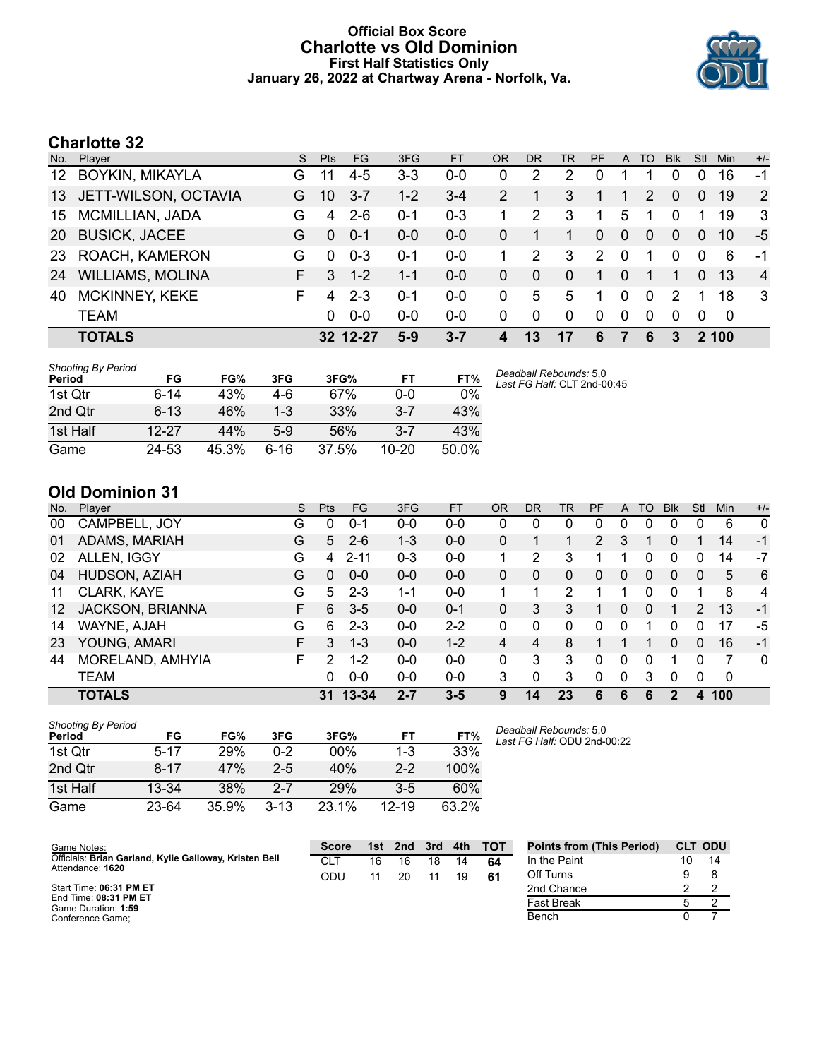# Official Box Score
## Charlotte vs Old Dominion
### First Half Statistics Only
### January 26, 2022 at Chartway Arena - Norfolk, Va.

## Charlotte 32

| No. | Player | S | Pts | FG | 3FG | FT | OR | DR | TR | PF | A | TO | Blk | Stl | Min | +/- |
|---|---|---|---|---|---|---|---|---|---|---|---|---|---|---|---|---|
| 12 | BOYKIN, MIKAYLA | G | 11 | 4-5 | 3-3 | 0-0 | 0 | 2 | 2 | 0 | 1 | 1 | 0 | 0 | 16 | -1 |
| 13 | JETT-WILSON, OCTAVIA | G | 10 | 3-7 | 1-2 | 3-4 | 2 | 1 | 3 | 1 | 1 | 2 | 0 | 0 | 19 | 2 |
| 15 | MCMILLIAN, JADA | G | 4 | 2-6 | 0-1 | 0-3 | 1 | 2 | 3 | 1 | 5 | 1 | 0 | 1 | 19 | 3 |
| 20 | BUSICK, JACEE | G | 0 | 0-1 | 0-0 | 0-0 | 0 | 1 | 1 | 0 | 0 | 0 | 0 | 0 | 10 | -5 |
| 23 | ROACH, KAMERON | G | 0 | 0-3 | 0-1 | 0-0 | 1 | 2 | 3 | 2 | 0 | 1 | 0 | 0 | 6 | -1 |
| 24 | WILLIAMS, MOLINA | F | 3 | 1-2 | 1-1 | 0-0 | 0 | 0 | 0 | 1 | 0 | 1 | 1 | 0 | 13 | 4 |
| 40 | MCKINNEY, KEKE | F | 4 | 2-3 | 0-1 | 0-0 | 0 | 5 | 5 | 1 | 0 | 0 | 2 | 1 | 18 | 3 |
| | TEAM | | 0 | 0-0 | 0-0 | 0-0 | 0 | 0 | 0 | 0 | 0 | 0 | 0 | 0 | 0 | |
| | **TOTALS** | | **32** | **12-27** | **5-9** | **3-7** | **4** | **13** | **17** | **6** | **7** | **6** | **3** | **2** | **100** | |

*Shooting By Period*

| Period | FG | FG% | 3FG | 3FG% | FT | FT% |
|---|---|---|---|---|---|---|
| 1st Qtr | 6-14 | 43% | 4-6 | 67% | 0-0 | 0% |
| 2nd Qtr | 6-13 | 46% | 1-3 | 33% | 3-7 | 43% |
| 1st Half | 12-27 | 44% | 5-9 | 56% | 3-7 | 43% |
| Game | 24-53 | 45.3% | 6-16 | 37.5% | 10-20 | 50.0% |

*Deadball Rebounds:* 5,0
*Last FG Half:* CLT 2nd-00:45

## Old Dominion 31

| No. | Player | S | Pts | FG | 3FG | FT | OR | DR | TR | PF | A | TO | Blk | Stl | Min | +/- |
|---|---|---|---|---|---|---|---|---|---|---|---|---|---|---|---|---|
| 00 | CAMPBELL, JOY | G | 0 | 0-1 | 0-0 | 0-0 | 0 | 0 | 0 | 0 | 0 | 0 | 0 | 0 | 6 | 0 |
| 01 | ADAMS, MARIAH | G | 5 | 2-6 | 1-3 | 0-0 | 0 | 1 | 1 | 2 | 3 | 1 | 0 | 1 | 14 | -1 |
| 02 | ALLEN, IGGY | G | 4 | 2-11 | 0-3 | 0-0 | 1 | 2 | 3 | 1 | 1 | 0 | 0 | 0 | 14 | -7 |
| 04 | HUDSON, AZIAH | G | 0 | 0-0 | 0-0 | 0-0 | 0 | 0 | 0 | 0 | 0 | 0 | 0 | 0 | 5 | 6 |
| 11 | CLARK, KAYE | G | 5 | 2-3 | 1-1 | 0-0 | 1 | 1 | 2 | 1 | 1 | 0 | 0 | 1 | 8 | 4 |
| 12 | JACKSON, BRIANNA | F | 6 | 3-5 | 0-0 | 0-1 | 0 | 3 | 3 | 1 | 0 | 0 | 1 | 2 | 13 | -1 |
| 14 | WAYNE, AJAH | G | 6 | 2-3 | 0-0 | 2-2 | 0 | 0 | 0 | 0 | 0 | 1 | 0 | 0 | 17 | -5 |
| 23 | YOUNG, AMARI | F | 3 | 1-3 | 0-0 | 1-2 | 4 | 4 | 8 | 1 | 1 | 1 | 0 | 0 | 16 | -1 |
| 44 | MORELAND, AMHYIA | F | 2 | 1-2 | 0-0 | 0-0 | 0 | 3 | 3 | 0 | 0 | 0 | 1 | 0 | 7 | 0 |
| | TEAM | | 0 | 0-0 | 0-0 | 0-0 | 3 | 0 | 3 | 0 | 0 | 3 | 0 | 0 | 0 | |
| | **TOTALS** | | **31** | **13-34** | **2-7** | **3-5** | **9** | **14** | **23** | **6** | **6** | **6** | **2** | **4** | **100** | |

*Shooting By Period*

| Period | FG | FG% | 3FG | 3FG% | FT | FT% |
|---|---|---|---|---|---|---|
| 1st Qtr | 5-17 | 29% | 0-2 | 00% | 1-3 | 33% |
| 2nd Qtr | 8-17 | 47% | 2-5 | 40% | 2-2 | 100% |
| 1st Half | 13-34 | 38% | 2-7 | 29% | 3-5 | 60% |
| Game | 23-64 | 35.9% | 3-13 | 23.1% | 12-19 | 63.2% |

*Deadball Rebounds:* 5,0
*Last FG Half:* ODU 2nd-00:22

Game Notes:
Officials: **Brian Garland, Kylie Galloway, Kristen Bell**
Attendance: **1620**

Start Time: **06:31 PM ET**
End Time: **08:31 PM ET**
Game Duration: **1:59**
Conference Game;

| Score | 1st | 2nd | 3rd | 4th | TOT |
|---|---|---|---|---|---|
| CLT | 16 | 16 | 18 | 14 | **64** |
| ODU | 11 | 20 | 11 | 19 | **61** |

| Points from (This Period) | CLT | ODU |
|---|---|---|
| In the Paint | 10 | 14 |
| Off Turns | 9 | 8 |
| 2nd Chance | 2 | 2 |
| Fast Break | 5 | 2 |
| Bench | 0 | 7 |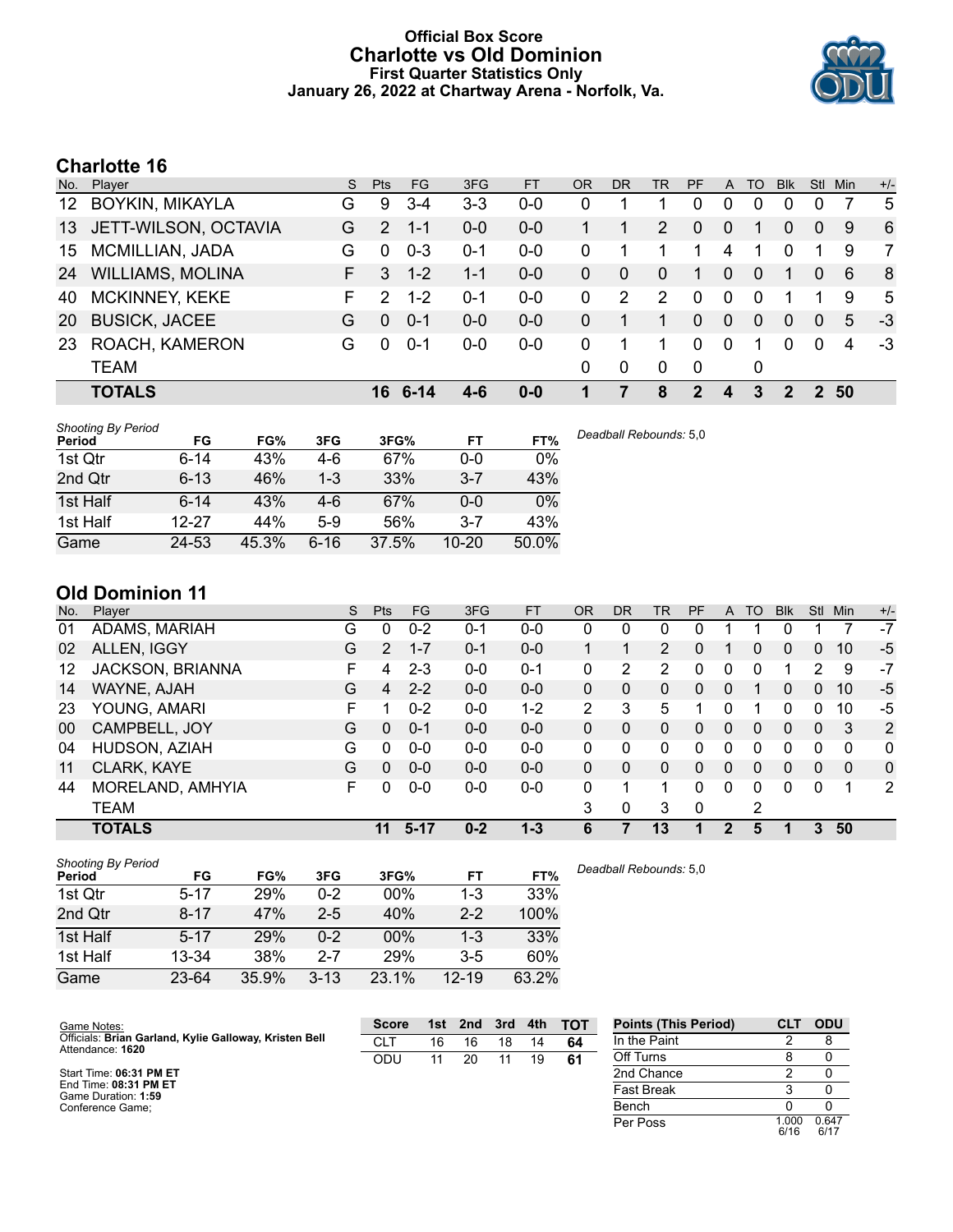# Official Box Score
# Charlotte vs Old Dominion
## First Quarter Statistics Only
### January 26, 2022 at Chartway Arena - Norfolk, Va.

## Charlotte 16

| No. | Player | S | Pts | FG | 3FG | FT | OR | DR | TR | PF | A | TO | Blk | Stl | Min | +/- |
|---|---|---|---|---|---|---|---|---|---|---|---|---|---|---|---|---|
| 12 | BOYKIN, MIKAYLA | G | 9 | 3-4 | 3-3 | 0-0 | 0 | 1 | 1 | 0 | 0 | 0 | 0 | 0 | 7 | 5 |
| 13 | JETT-WILSON, OCTAVIA | G | 2 | 1-1 | 0-0 | 0-0 | 1 | 1 | 2 | 0 | 0 | 1 | 0 | 0 | 9 | 6 |
| 15 | MCMILLIAN, JADA | G | 0 | 0-3 | 0-1 | 0-0 | 0 | 1 | 1 | 1 | 4 | 1 | 0 | 1 | 9 | 7 |
| 24 | WILLIAMS, MOLINA | F | 3 | 1-2 | 1-1 | 0-0 | 0 | 0 | 0 | 1 | 0 | 0 | 1 | 0 | 6 | 8 |
| 40 | MCKINNEY, KEKE | F | 2 | 1-2 | 0-1 | 0-0 | 0 | 2 | 2 | 0 | 0 | 0 | 1 | 1 | 9 | 5 |
| 20 | BUSICK, JACEE | G | 0 | 0-1 | 0-0 | 0-0 | 0 | 1 | 1 | 0 | 0 | 0 | 0 | 0 | 5 | -3 |
| 23 | ROACH, KAMERON | G | 0 | 0-1 | 0-0 | 0-0 | 0 | 1 | 1 | 0 | 0 | 1 | 0 | 0 | 4 | -3 |
| | TEAM | | | | | | 0 | 0 | 0 | 0 | | 0 | | | | |
| | **TOTALS** | | **16** | **6-14** | **4-6** | **0-0** | **1** | **7** | **8** | **2** | **4** | **3** | **2** | **2** | **50** | |

*Shooting By Period*

| Period | FG | FG% | 3FG | 3FG% | FT | FT% |
|---|---|---|---|---|---|---|
| 1st Qtr | 6-14 | 43% | 4-6 | 67% | 0-0 | 0% |
| 2nd Qtr | 6-13 | 46% | 1-3 | 33% | 3-7 | 43% |
| 1st Half | 6-14 | 43% | 4-6 | 67% | 0-0 | 0% |
| 1st Half | 12-27 | 44% | 5-9 | 56% | 3-7 | 43% |
| Game | 24-53 | 45.3% | 6-16 | 37.5% | 10-20 | 50.0% |

*Deadball Rebounds:* 5,0

## Old Dominion 11

| No. | Player | S | Pts | FG | 3FG | FT | OR | DR | TR | PF | A | TO | Blk | Stl | Min | +/- |
|---|---|---|---|---|---|---|---|---|---|---|---|---|---|---|---|---|
| 01 | ADAMS, MARIAH | G | 0 | 0-2 | 0-1 | 0-0 | 0 | 0 | 0 | 0 | 1 | 1 | 0 | 1 | 7 | -7 |
| 02 | ALLEN, IGGY | G | 2 | 1-7 | 0-1 | 0-0 | 1 | 1 | 2 | 0 | 1 | 0 | 0 | 0 | 10 | -5 |
| 12 | JACKSON, BRIANNA | F | 4 | 2-3 | 0-0 | 0-1 | 0 | 2 | 2 | 0 | 0 | 0 | 1 | 2 | 9 | -7 |
| 14 | WAYNE, AJAH | G | 4 | 2-2 | 0-0 | 0-0 | 0 | 0 | 0 | 0 | 0 | 1 | 0 | 0 | 10 | -5 |
| 23 | YOUNG, AMARI | F | 1 | 0-2 | 0-0 | 1-2 | 2 | 3 | 5 | 1 | 0 | 1 | 0 | 0 | 10 | -5 |
| 00 | CAMPBELL, JOY | G | 0 | 0-1 | 0-0 | 0-0 | 0 | 0 | 0 | 0 | 0 | 0 | 0 | 0 | 3 | 2 |
| 04 | HUDSON, AZIAH | G | 0 | 0-0 | 0-0 | 0-0 | 0 | 0 | 0 | 0 | 0 | 0 | 0 | 0 | 0 | 0 |
| 11 | CLARK, KAYE | G | 0 | 0-0 | 0-0 | 0-0 | 0 | 0 | 0 | 0 | 0 | 0 | 0 | 0 | 0 | 0 |
| 44 | MORELAND, AMHYIA | F | 0 | 0-0 | 0-0 | 0-0 | 0 | 1 | 1 | 0 | 0 | 0 | 0 | 0 | 1 | 2 |
| | TEAM | | | | | | 3 | 0 | 3 | 0 | | 2 | | | | |
| | **TOTALS** | | **11** | **5-17** | **0-2** | **1-3** | **6** | **7** | **13** | **1** | **2** | **5** | **1** | **3** | **50** | |

*Shooting By Period*

| Period | FG | FG% | 3FG | 3FG% | FT | FT% |
|---|---|---|---|---|---|---|
| 1st Qtr | 5-17 | 29% | 0-2 | 00% | 1-3 | 33% |
| 2nd Qtr | 8-17 | 47% | 2-5 | 40% | 2-2 | 100% |
| 1st Half | 5-17 | 29% | 0-2 | 00% | 1-3 | 33% |
| 1st Half | 13-34 | 38% | 2-7 | 29% | 3-5 | 60% |
| Game | 23-64 | 35.9% | 3-13 | 23.1% | 12-19 | 63.2% |

*Deadball Rebounds:* 5,0

Game Notes:
Officials: **Brian Garland, Kylie Galloway, Kristen Bell**
Attendance: **1620**

Start Time: **06:31 PM ET**
End Time: **08:31 PM ET**
Game Duration: **1:59**
Conference Game;

| Score | 1st | 2nd | 3rd | 4th | TOT |
|---|---|---|---|---|---|
| CLT | 16 | 16 | 18 | 14 | **64** |
| ODU | 11 | 20 | 11 | 19 | **61** |

| Points (This Period) | CLT | ODU |
|---|---|---|
| In the Paint | 2 | 8 |
| Off Turns | 8 | 0 |
| 2nd Chance | 2 | 0 |
| Fast Break | 3 | 0 |
| Bench | 0 | 0 |
| Per Poss | 1.000 6/16 | 0.647 6/17 |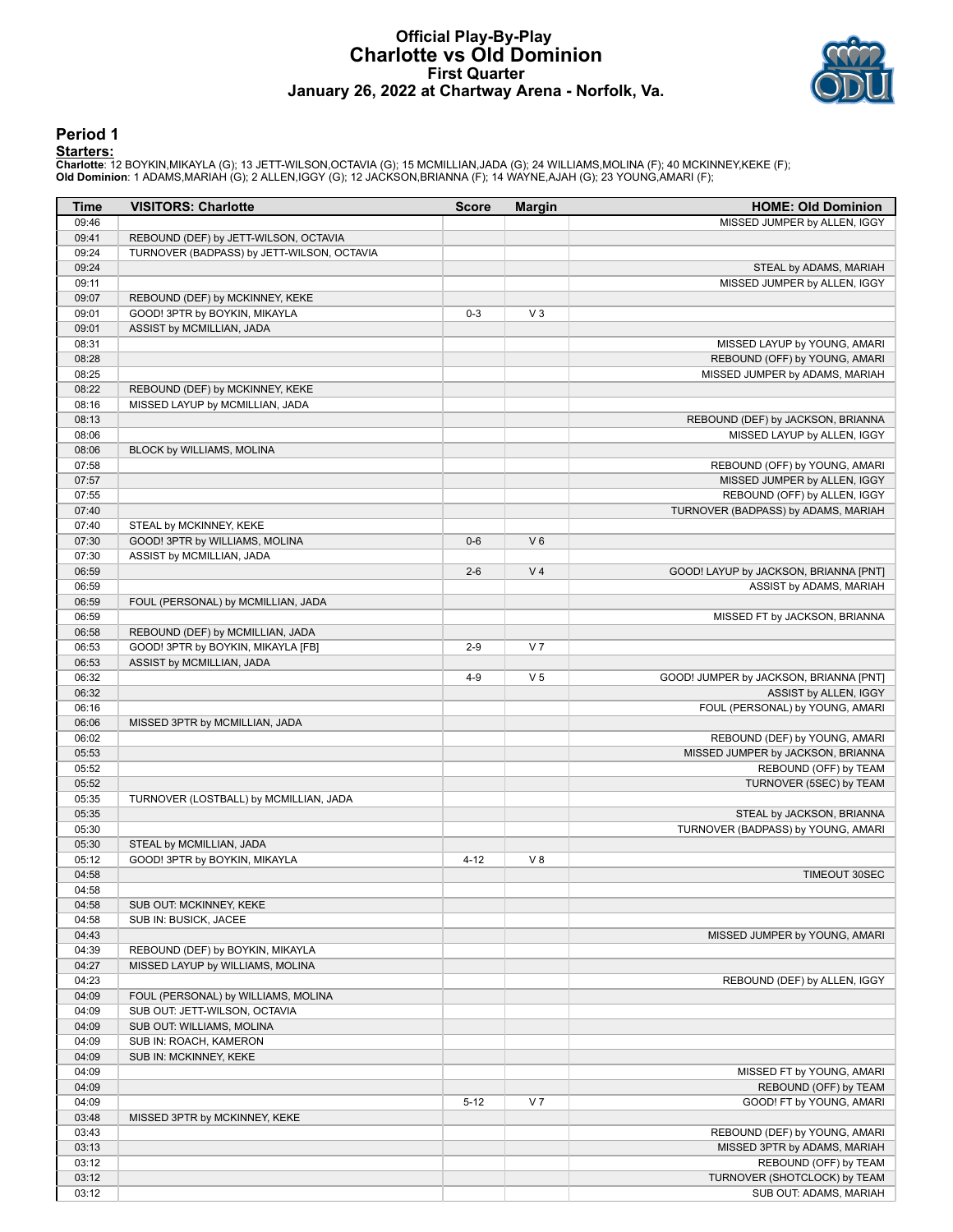# Official Play-By-Play
## Charlotte vs Old Dominion
### First Quarter
### January 26, 2022 at Chartway Arena - Norfolk, Va.

## Period 1

**Starters:**

**Charlotte**: 12 BOYKIN,MIKAYLA (G); 13 JETT-WILSON,OCTAVIA (G); 15 MCMILLIAN,JADA (G); 24 WILLIAMS,MOLINA (F); 40 MCKINNEY,KEKE (F);
**Old Dominion**: 1 ADAMS,MARIAH (G); 2 ALLEN,IGGY (G); 12 JACKSON,BRIANNA (F); 14 WAYNE,AJAH (G); 23 YOUNG,AMARI (F);

| Time | VISITORS: Charlotte | Score | Margin | HOME: Old Dominion |
|---|---|---|---|---|
| 09:46 | | | | MISSED JUMPER by ALLEN, IGGY |
| 09:41 | REBOUND (DEF) by JETT-WILSON, OCTAVIA | | | |
| 09:24 | TURNOVER (BADPASS) by JETT-WILSON, OCTAVIA | | | |
| 09:24 | | | | STEAL by ADAMS, MARIAH |
| 09:11 | | | | MISSED JUMPER by ALLEN, IGGY |
| 09:07 | REBOUND (DEF) by MCKINNEY, KEKE | | | |
| 09:01 | GOOD! 3PTR by BOYKIN, MIKAYLA | 0-3 | V 3 | |
| 09:01 | ASSIST by MCMILLIAN, JADA | | | |
| 08:31 | | | | MISSED LAYUP by YOUNG, AMARI |
| 08:28 | | | | REBOUND (OFF) by YOUNG, AMARI |
| 08:25 | | | | MISSED JUMPER by ADAMS, MARIAH |
| 08:22 | REBOUND (DEF) by MCKINNEY, KEKE | | | |
| 08:16 | MISSED LAYUP by MCMILLIAN, JADA | | | |
| 08:13 | | | | REBOUND (DEF) by JACKSON, BRIANNA |
| 08:06 | | | | MISSED LAYUP by ALLEN, IGGY |
| 08:06 | BLOCK by WILLIAMS, MOLINA | | | |
| 07:58 | | | | REBOUND (OFF) by YOUNG, AMARI |
| 07:57 | | | | MISSED JUMPER by ALLEN, IGGY |
| 07:55 | | | | REBOUND (OFF) by ALLEN, IGGY |
| 07:40 | | | | TURNOVER (BADPASS) by ADAMS, MARIAH |
| 07:40 | STEAL by MCKINNEY, KEKE | | | |
| 07:30 | GOOD! 3PTR by WILLIAMS, MOLINA | 0-6 | V 6 | |
| 07:30 | ASSIST by MCMILLIAN, JADA | | | |
| 06:59 | | 2-6 | V 4 | GOOD! LAYUP by JACKSON, BRIANNA [PNT] |
| 06:59 | | | | ASSIST by ADAMS, MARIAH |
| 06:59 | FOUL (PERSONAL) by MCMILLIAN, JADA | | | |
| 06:59 | | | | MISSED FT by JACKSON, BRIANNA |
| 06:58 | REBOUND (DEF) by MCMILLIAN, JADA | | | |
| 06:53 | GOOD! 3PTR by BOYKIN, MIKAYLA [FB] | 2-9 | V 7 | |
| 06:53 | ASSIST by MCMILLIAN, JADA | | | |
| 06:32 | | 4-9 | V 5 | GOOD! JUMPER by JACKSON, BRIANNA [PNT] |
| 06:32 | | | | ASSIST by ALLEN, IGGY |
| 06:16 | | | | FOUL (PERSONAL) by YOUNG, AMARI |
| 06:06 | MISSED 3PTR by MCMILLIAN, JADA | | | |
| 06:02 | | | | REBOUND (DEF) by YOUNG, AMARI |
| 05:53 | | | | MISSED JUMPER by JACKSON, BRIANNA |
| 05:52 | | | | REBOUND (OFF) by TEAM |
| 05:52 | | | | TURNOVER (5SEC) by TEAM |
| 05:35 | TURNOVER (LOSTBALL) by MCMILLIAN, JADA | | | |
| 05:35 | | | | STEAL by JACKSON, BRIANNA |
| 05:30 | | | | TURNOVER (BADPASS) by YOUNG, AMARI |
| 05:30 | STEAL by MCMILLIAN, JADA | | | |
| 05:12 | GOOD! 3PTR by BOYKIN, MIKAYLA | 4-12 | V 8 | |
| 04:58 | | | | TIMEOUT 30SEC |
| 04:58 | | | | |
| 04:58 | SUB OUT: MCKINNEY, KEKE | | | |
| 04:58 | SUB IN: BUSICK, JACEE | | | |
| 04:43 | | | | MISSED JUMPER by YOUNG, AMARI |
| 04:39 | REBOUND (DEF) by BOYKIN, MIKAYLA | | | |
| 04:27 | MISSED LAYUP by WILLIAMS, MOLINA | | | |
| 04:23 | | | | REBOUND (DEF) by ALLEN, IGGY |
| 04:09 | FOUL (PERSONAL) by WILLIAMS, MOLINA | | | |
| 04:09 | SUB OUT: JETT-WILSON, OCTAVIA | | | |
| 04:09 | SUB OUT: WILLIAMS, MOLINA | | | |
| 04:09 | SUB IN: ROACH, KAMERON | | | |
| 04:09 | SUB IN: MCKINNEY, KEKE | | | |
| 04:09 | | | | MISSED FT by YOUNG, AMARI |
| 04:09 | | | | REBOUND (OFF) by TEAM |
| 04:09 | | 5-12 | V 7 | GOOD! FT by YOUNG, AMARI |
| 03:48 | MISSED 3PTR by MCKINNEY, KEKE | | | |
| 03:43 | | | | REBOUND (DEF) by YOUNG, AMARI |
| 03:13 | | | | MISSED 3PTR by ADAMS, MARIAH |
| 03:12 | | | | REBOUND (OFF) by TEAM |
| 03:12 | | | | TURNOVER (SHOTCLOCK) by TEAM |
| 03:12 | | | | SUB OUT: ADAMS, MARIAH |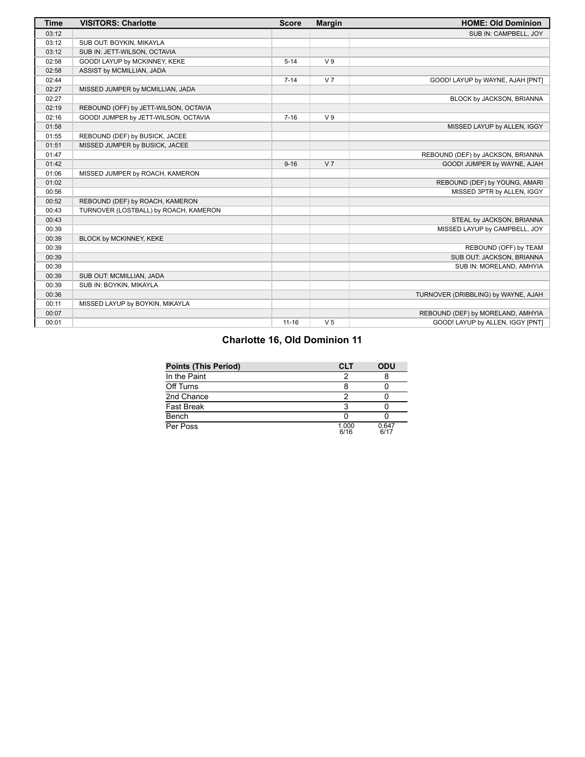| Time | VISITORS: Charlotte | Score | Margin | HOME: Old Dominion |
| --- | --- | --- | --- | --- |
| 03:12 | | | | SUB IN: CAMPBELL, JOY |
| 03:12 | SUB OUT: BOYKIN, MIKAYLA | | | |
| 03:12 | SUB IN: JETT-WILSON, OCTAVIA | | | |
| 02:58 | GOOD! LAYUP by MCKINNEY, KEKE | 5-14 | V 9 | |
| 02:58 | ASSIST by MCMILLIAN, JADA | | | |
| 02:44 | | 7-14 | V 7 | GOOD! LAYUP by WAYNE, AJAH [PNT] |
| 02:27 | MISSED JUMPER by MCMILLIAN, JADA | | | |
| 02:27 | | | | BLOCK by JACKSON, BRIANNA |
| 02:19 | REBOUND (OFF) by JETT-WILSON, OCTAVIA | | | |
| 02:16 | GOOD! JUMPER by JETT-WILSON, OCTAVIA | 7-16 | V 9 | |
| 01:58 | | | | MISSED LAYUP by ALLEN, IGGY |
| 01:55 | REBOUND (DEF) by BUSICK, JACEE | | | |
| 01:51 | MISSED JUMPER by BUSICK, JACEE | | | |
| 01:47 | | | | REBOUND (DEF) by JACKSON, BRIANNA |
| 01:42 | | 9-16 | V 7 | GOOD! JUMPER by WAYNE, AJAH |
| 01:06 | MISSED JUMPER by ROACH, KAMERON | | | |
| 01:02 | | | | REBOUND (DEF) by YOUNG, AMARI |
| 00:56 | | | | MISSED 3PTR by ALLEN, IGGY |
| 00:52 | REBOUND (DEF) by ROACH, KAMERON | | | |
| 00:43 | TURNOVER (LOSTBALL) by ROACH, KAMERON | | | |
| 00:43 | | | | STEAL by JACKSON, BRIANNA |
| 00:39 | | | | MISSED LAYUP by CAMPBELL, JOY |
| 00:39 | BLOCK by MCKINNEY, KEKE | | | |
| 00:39 | | | | REBOUND (OFF) by TEAM |
| 00:39 | | | | SUB OUT: JACKSON, BRIANNA |
| 00:39 | | | | SUB IN: MORELAND, AMHYIA |
| 00:39 | SUB OUT: MCMILLIAN, JADA | | | |
| 00:39 | SUB IN: BOYKIN, MIKAYLA | | | |
| 00:36 | | | | TURNOVER (DRIBBLING) by WAYNE, AJAH |
| 00:11 | MISSED LAYUP by BOYKIN, MIKAYLA | | | |
| 00:07 | | | | REBOUND (DEF) by MORELAND, AMHYIA |
| 00:01 | | 11-16 | V 5 | GOOD! LAYUP by ALLEN, IGGY [PNT] |

## Charlotte 16, Old Dominion 11

| Points (This Period) | CLT | ODU |
| --- | --- | --- |
| In the Paint | 2 | 8 |
| Off Turns | 8 | 0 |
| 2nd Chance | 2 | 0 |
| Fast Break | 3 | 0 |
| Bench | 0 | 0 |
| Per Poss | 1.000 6/16 | 0.647 6/17 |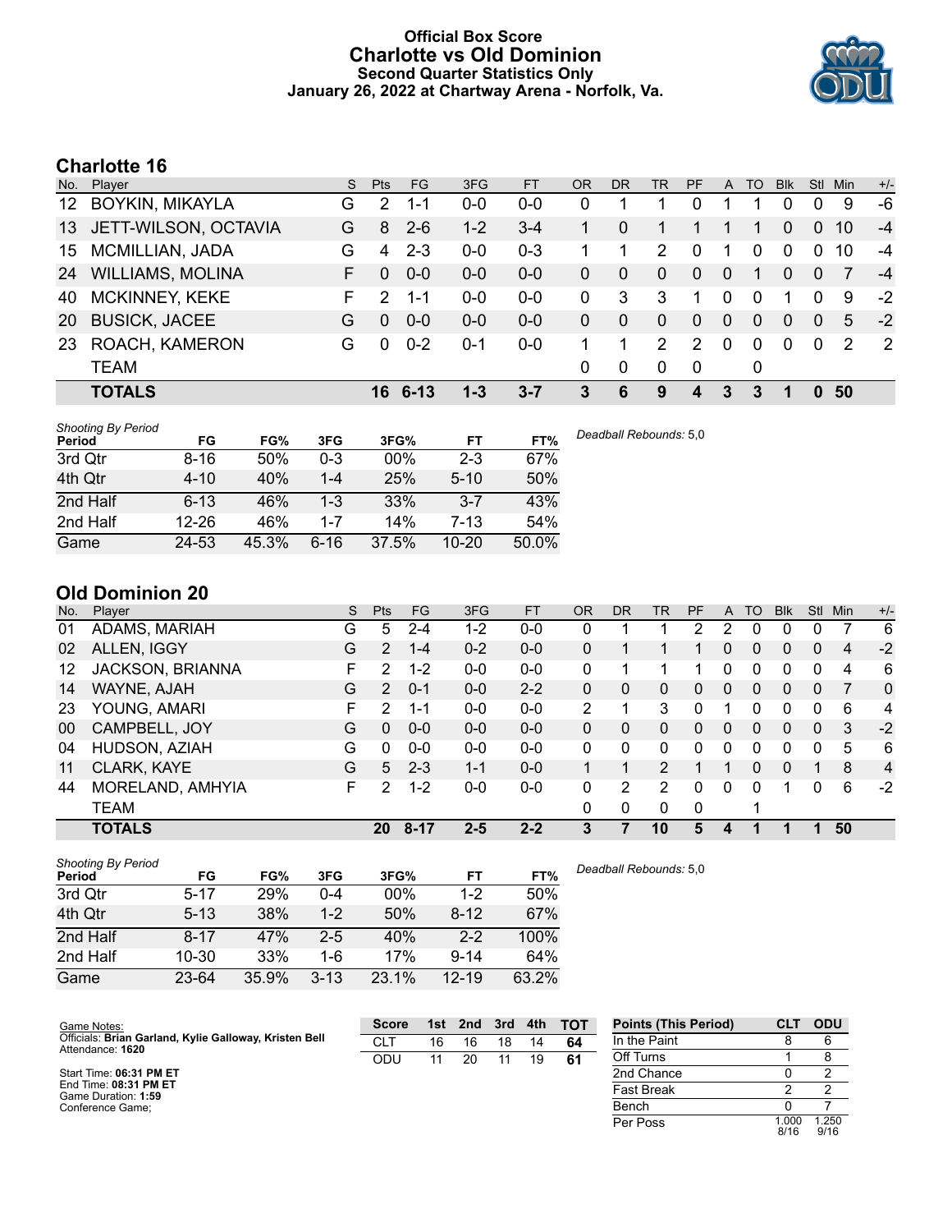# Official Box Score
## Charlotte vs Old Dominion
### Second Quarter Statistics Only
### January 26, 2022 at Chartway Arena - Norfolk, Va.

## Charlotte 16

| No. | Player | S | Pts | FG | 3FG | FT | OR | DR | TR | PF | A | TO | Blk | Stl | Min | +/- |
|---|---|---|---|---|---|---|---|---|---|---|---|---|---|---|---|---|
| 12 | BOYKIN, MIKAYLA | G | 2 | 1-1 | 0-0 | 0-0 | 0 | 1 | 1 | 0 | 1 | 1 | 0 | 0 | 9 | -6 |
| 13 | JETT-WILSON, OCTAVIA | G | 8 | 2-6 | 1-2 | 3-4 | 1 | 0 | 1 | 1 | 1 | 1 | 0 | 0 | 10 | -4 |
| 15 | MCMILLIAN, JADA | G | 4 | 2-3 | 0-0 | 0-3 | 1 | 1 | 2 | 0 | 1 | 0 | 0 | 0 | 10 | -4 |
| 24 | WILLIAMS, MOLINA | F | 0 | 0-0 | 0-0 | 0-0 | 0 | 0 | 0 | 0 | 0 | 1 | 0 | 0 | 7 | -4 |
| 40 | MCKINNEY, KEKE | F | 2 | 1-1 | 0-0 | 0-0 | 0 | 3 | 3 | 1 | 0 | 0 | 1 | 0 | 9 | -2 |
| 20 | BUSICK, JACEE | G | 0 | 0-0 | 0-0 | 0-0 | 0 | 0 | 0 | 0 | 0 | 0 | 0 | 0 | 5 | -2 |
| 23 | ROACH, KAMERON | G | 0 | 0-2 | 0-1 | 0-0 | 1 | 1 | 2 | 2 | 0 | 0 | 0 | 0 | 2 | 2 |
| | TEAM | | | | | | 0 | 0 | 0 | 0 | | 0 | | | | |
| | **TOTALS** | | **16** | **6-13** | **1-3** | **3-7** | **3** | **6** | **9** | **4** | **3** | **3** | **1** | **0** | **50** | |

| Shooting By Period Period | FG | FG% | 3FG | 3FG% | FT | FT% |
|---|---|---|---|---|---|---|
| 3rd Qtr | 8-16 | 50% | 0-3 | 00% | 2-3 | 67% |
| 4th Qtr | 4-10 | 40% | 1-4 | 25% | 5-10 | 50% |
| 2nd Half | 6-13 | 46% | 1-3 | 33% | 3-7 | 43% |
| 2nd Half | 12-26 | 46% | 1-7 | 14% | 7-13 | 54% |
| Game | 24-53 | 45.3% | 6-16 | 37.5% | 10-20 | 50.0% |

*Deadball Rebounds:* 5,0

## Old Dominion 20

| No. | Player | S | Pts | FG | 3FG | FT | OR | DR | TR | PF | A | TO | Blk | Stl | Min | +/- |
|---|---|---|---|---|---|---|---|---|---|---|---|---|---|---|---|---|
| 01 | ADAMS, MARIAH | G | 5 | 2-4 | 1-2 | 0-0 | 0 | 1 | 1 | 2 | 2 | 0 | 0 | 0 | 7 | 6 |
| 02 | ALLEN, IGGY | G | 2 | 1-4 | 0-2 | 0-0 | 0 | 1 | 1 | 1 | 0 | 0 | 0 | 0 | 4 | -2 |
| 12 | JACKSON, BRIANNA | F | 2 | 1-2 | 0-0 | 0-0 | 0 | 1 | 1 | 1 | 0 | 0 | 0 | 0 | 4 | 6 |
| 14 | WAYNE, AJAH | G | 2 | 0-1 | 0-0 | 2-2 | 0 | 0 | 0 | 0 | 0 | 0 | 0 | 0 | 7 | 0 |
| 23 | YOUNG, AMARI | F | 2 | 1-1 | 0-0 | 0-0 | 2 | 1 | 3 | 0 | 1 | 0 | 0 | 0 | 6 | 4 |
| 00 | CAMPBELL, JOY | G | 0 | 0-0 | 0-0 | 0-0 | 0 | 0 | 0 | 0 | 0 | 0 | 0 | 0 | 3 | -2 |
| 04 | HUDSON, AZIAH | G | 0 | 0-0 | 0-0 | 0-0 | 0 | 0 | 0 | 0 | 0 | 0 | 0 | 0 | 5 | 6 |
| 11 | CLARK, KAYE | G | 5 | 2-3 | 1-1 | 0-0 | 1 | 1 | 2 | 1 | 1 | 0 | 0 | 1 | 8 | 4 |
| 44 | MORELAND, AMHYIA | F | 2 | 1-2 | 0-0 | 0-0 | 0 | 2 | 2 | 0 | 0 | 0 | 1 | 0 | 6 | -2 |
| | TEAM | | | | | | 0 | 0 | 0 | 0 | | 1 | | | | |
| | **TOTALS** | | **20** | **8-17** | **2-5** | **2-2** | **3** | **7** | **10** | **5** | **4** | **1** | **1** | **1** | **50** | |

| Shooting By Period Period | FG | FG% | 3FG | 3FG% | FT | FT% |
|---|---|---|---|---|---|---|
| 3rd Qtr | 5-17 | 29% | 0-4 | 00% | 1-2 | 50% |
| 4th Qtr | 5-13 | 38% | 1-2 | 50% | 8-12 | 67% |
| 2nd Half | 8-17 | 47% | 2-5 | 40% | 2-2 | 100% |
| 2nd Half | 10-30 | 33% | 1-6 | 17% | 9-14 | 64% |
| Game | 23-64 | 35.9% | 3-13 | 23.1% | 12-19 | 63.2% |

*Deadball Rebounds:* 5,0

Game Notes:
Officials: **Brian Garland, Kylie Galloway, Kristen Bell**
Attendance: **1620**

Start Time: **06:31 PM ET**
End Time: **08:31 PM ET**
Game Duration: **1:59**
Conference Game;

| Score | 1st | 2nd | 3rd | 4th | TOT |
|---|---|---|---|---|---|
| CLT | 16 | 16 | 18 | 14 | **64** |
| ODU | 11 | 20 | 11 | 19 | **61** |

| Points (This Period) | CLT | ODU |
|---|---|---|
| In the Paint | 8 | 6 |
| Off Turns | 1 | 8 |
| 2nd Chance | 0 | 2 |
| Fast Break | 2 | 2 |
| Bench | 0 | 7 |
| Per Poss | 1.000 8/16 | 1.250 9/16 |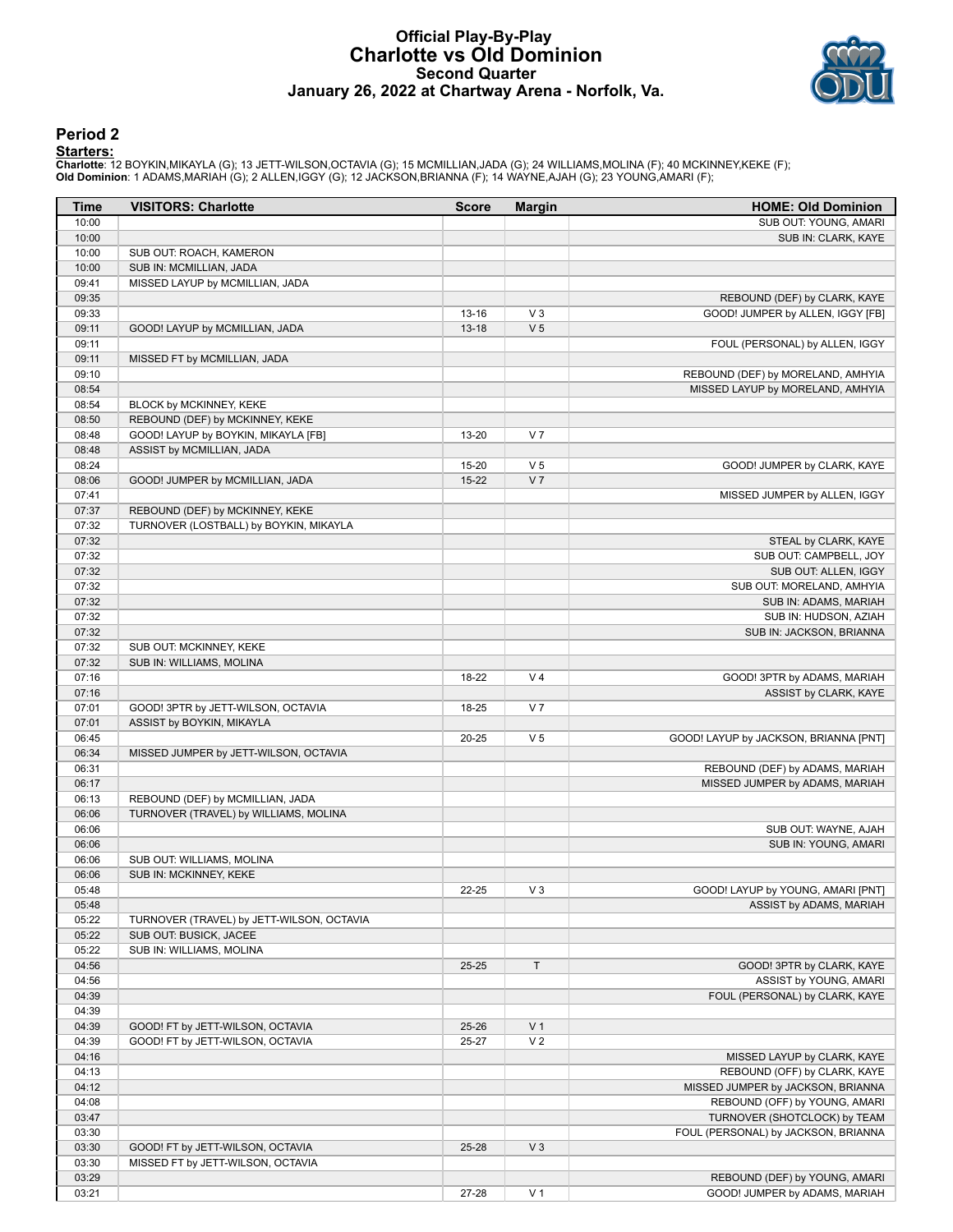# Official Play-By-Play
## Charlotte vs Old Dominion
### Second Quarter
### January 26, 2022 at Chartway Arena - Norfolk, Va.

## Period 2

**Starters:**

**Charlotte**: 12 BOYKIN,MIKAYLA (G); 13 JETT-WILSON,OCTAVIA (G); 15 MCMILLIAN,JADA (G); 24 WILLIAMS,MOLINA (F); 40 MCKINNEY,KEKE (F);
**Old Dominion**: 1 ADAMS,MARIAH (G); 2 ALLEN,IGGY (G); 12 JACKSON,BRIANNA (F); 14 WAYNE,AJAH (G); 23 YOUNG,AMARI (F);

| Time | VISITORS: Charlotte | Score | Margin | HOME: Old Dominion |
|---|---|---|---|---|
| 10:00 | | | | SUB OUT: YOUNG, AMARI |
| 10:00 | | | | SUB IN: CLARK, KAYE |
| 10:00 | SUB OUT: ROACH, KAMERON | | | |
| 10:00 | SUB IN: MCMILLIAN, JADA | | | |
| 09:41 | MISSED LAYUP by MCMILLIAN, JADA | | | |
| 09:35 | | | | REBOUND (DEF) by CLARK, KAYE |
| 09:33 | | 13-16 | V 3 | GOOD! JUMPER by ALLEN, IGGY [FB] |
| 09:11 | GOOD! LAYUP by MCMILLIAN, JADA | 13-18 | V 5 | |
| 09:11 | | | | FOUL (PERSONAL) by ALLEN, IGGY |
| 09:11 | MISSED FT by MCMILLIAN, JADA | | | |
| 09:10 | | | | REBOUND (DEF) by MORELAND, AMHYIA |
| 08:54 | | | | MISSED LAYUP by MORELAND, AMHYIA |
| 08:54 | BLOCK by MCKINNEY, KEKE | | | |
| 08:50 | REBOUND (DEF) by MCKINNEY, KEKE | | | |
| 08:48 | GOOD! LAYUP by BOYKIN, MIKAYLA [FB] | 13-20 | V 7 | |
| 08:48 | ASSIST by MCMILLIAN, JADA | | | |
| 08:24 | | 15-20 | V 5 | GOOD! JUMPER by CLARK, KAYE |
| 08:06 | GOOD! JUMPER by MCMILLIAN, JADA | 15-22 | V 7 | |
| 07:41 | | | | MISSED JUMPER by ALLEN, IGGY |
| 07:37 | REBOUND (DEF) by MCKINNEY, KEKE | | | |
| 07:32 | TURNOVER (LOSTBALL) by BOYKIN, MIKAYLA | | | |
| 07:32 | | | | STEAL by CLARK, KAYE |
| 07:32 | | | | SUB OUT: CAMPBELL, JOY |
| 07:32 | | | | SUB OUT: ALLEN, IGGY |
| 07:32 | | | | SUB OUT: MORELAND, AMHYIA |
| 07:32 | | | | SUB IN: ADAMS, MARIAH |
| 07:32 | | | | SUB IN: HUDSON, AZIAH |
| 07:32 | | | | SUB IN: JACKSON, BRIANNA |
| 07:32 | SUB OUT: MCKINNEY, KEKE | | | |
| 07:32 | SUB IN: WILLIAMS, MOLINA | | | |
| 07:16 | | 18-22 | V 4 | GOOD! 3PTR by ADAMS, MARIAH |
| 07:16 | | | | ASSIST by CLARK, KAYE |
| 07:01 | GOOD! 3PTR by JETT-WILSON, OCTAVIA | 18-25 | V 7 | |
| 07:01 | ASSIST by BOYKIN, MIKAYLA | | | |
| 06:45 | | 20-25 | V 5 | GOOD! LAYUP by JACKSON, BRIANNA [PNT] |
| 06:34 | MISSED JUMPER by JETT-WILSON, OCTAVIA | | | |
| 06:31 | | | | REBOUND (DEF) by ADAMS, MARIAH |
| 06:17 | | | | MISSED JUMPER by ADAMS, MARIAH |
| 06:13 | REBOUND (DEF) by MCMILLIAN, JADA | | | |
| 06:06 | TURNOVER (TRAVEL) by WILLIAMS, MOLINA | | | |
| 06:06 | | | | SUB OUT: WAYNE, AJAH |
| 06:06 | | | | SUB IN: YOUNG, AMARI |
| 06:06 | SUB OUT: WILLIAMS, MOLINA | | | |
| 06:06 | SUB IN: MCKINNEY, KEKE | | | |
| 05:48 | | 22-25 | V 3 | GOOD! LAYUP by YOUNG, AMARI [PNT] |
| 05:48 | | | | ASSIST by ADAMS, MARIAH |
| 05:22 | TURNOVER (TRAVEL) by JETT-WILSON, OCTAVIA | | | |
| 05:22 | SUB OUT: BUSICK, JACEE | | | |
| 05:22 | SUB IN: WILLIAMS, MOLINA | | | |
| 04:56 | | 25-25 | T | GOOD! 3PTR by CLARK, KAYE |
| 04:56 | | | | ASSIST by YOUNG, AMARI |
| 04:39 | | | | FOUL (PERSONAL) by CLARK, KAYE |
| 04:39 | | | | |
| 04:39 | GOOD! FT by JETT-WILSON, OCTAVIA | 25-26 | V 1 | |
| 04:39 | GOOD! FT by JETT-WILSON, OCTAVIA | 25-27 | V 2 | |
| 04:16 | | | | MISSED LAYUP by CLARK, KAYE |
| 04:13 | | | | REBOUND (OFF) by CLARK, KAYE |
| 04:12 | | | | MISSED JUMPER by JACKSON, BRIANNA |
| 04:08 | | | | REBOUND (OFF) by YOUNG, AMARI |
| 03:47 | | | | TURNOVER (SHOTCLOCK) by TEAM |
| 03:30 | | | | FOUL (PERSONAL) by JACKSON, BRIANNA |
| 03:30 | GOOD! FT by JETT-WILSON, OCTAVIA | 25-28 | V 3 | |
| 03:30 | MISSED FT by JETT-WILSON, OCTAVIA | | | |
| 03:29 | | | | REBOUND (DEF) by YOUNG, AMARI |
| 03:21 | | 27-28 | V 1 | GOOD! JUMPER by ADAMS, MARIAH |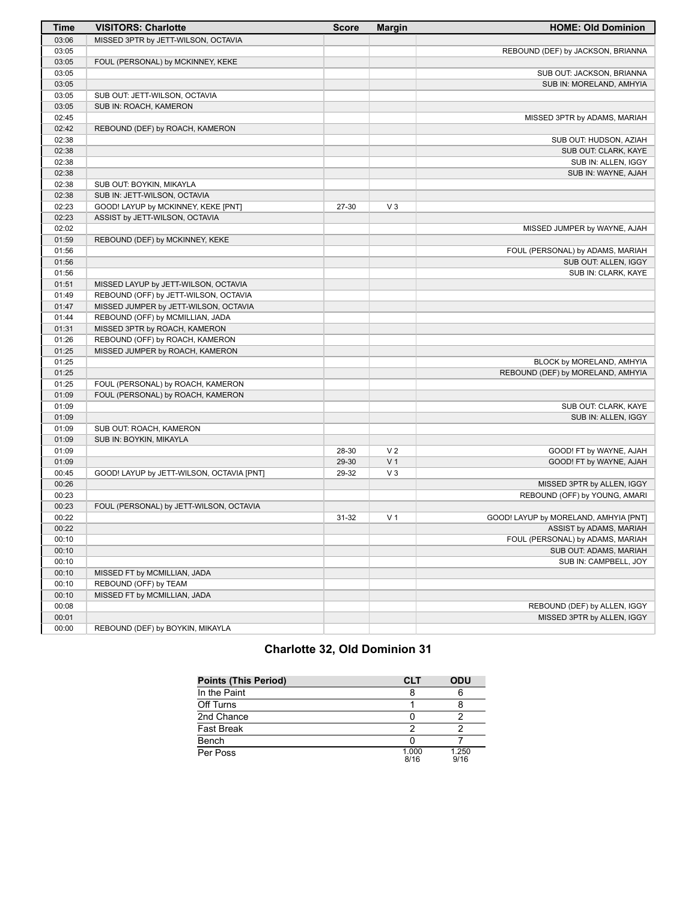| Time | VISITORS: Charlotte | Score | Margin | HOME: Old Dominion |
| --- | --- | --- | --- | --- |
| 03:06 | MISSED 3PTR by JETT-WILSON, OCTAVIA | | | |
| 03:05 | | | | REBOUND (DEF) by JACKSON, BRIANNA |
| 03:05 | FOUL (PERSONAL) by MCKINNEY, KEKE | | | |
| 03:05 | | | | SUB OUT: JACKSON, BRIANNA |
| 03:05 | | | | SUB IN: MORELAND, AMHYIA |
| 03:05 | SUB OUT: JETT-WILSON, OCTAVIA | | | |
| 03:05 | SUB IN: ROACH, KAMERON | | | |
| 02:45 | | | | MISSED 3PTR by ADAMS, MARIAH |
| 02:42 | REBOUND (DEF) by ROACH, KAMERON | | | |
| 02:38 | | | | SUB OUT: HUDSON, AZIAH |
| 02:38 | | | | SUB OUT: CLARK, KAYE |
| 02:38 | | | | SUB IN: ALLEN, IGGY |
| 02:38 | | | | SUB IN: WAYNE, AJAH |
| 02:38 | SUB OUT: BOYKIN, MIKAYLA | | | |
| 02:38 | SUB IN: JETT-WILSON, OCTAVIA | | | |
| 02:23 | GOOD! LAYUP by MCKINNEY, KEKE [PNT] | 27-30 | V 3 | |
| 02:23 | ASSIST by JETT-WILSON, OCTAVIA | | | |
| 02:02 | | | | MISSED JUMPER by WAYNE, AJAH |
| 01:59 | REBOUND (DEF) by MCKINNEY, KEKE | | | |
| 01:56 | | | | FOUL (PERSONAL) by ADAMS, MARIAH |
| 01:56 | | | | SUB OUT: ALLEN, IGGY |
| 01:56 | | | | SUB IN: CLARK, KAYE |
| 01:51 | MISSED LAYUP by JETT-WILSON, OCTAVIA | | | |
| 01:49 | REBOUND (OFF) by JETT-WILSON, OCTAVIA | | | |
| 01:47 | MISSED JUMPER by JETT-WILSON, OCTAVIA | | | |
| 01:44 | REBOUND (OFF) by MCMILLIAN, JADA | | | |
| 01:31 | MISSED 3PTR by ROACH, KAMERON | | | |
| 01:26 | REBOUND (OFF) by ROACH, KAMERON | | | |
| 01:25 | MISSED JUMPER by ROACH, KAMERON | | | |
| 01:25 | | | | BLOCK by MORELAND, AMHYIA |
| 01:25 | | | | REBOUND (DEF) by MORELAND, AMHYIA |
| 01:25 | FOUL (PERSONAL) by ROACH, KAMERON | | | |
| 01:09 | FOUL (PERSONAL) by ROACH, KAMERON | | | |
| 01:09 | | | | SUB OUT: CLARK, KAYE |
| 01:09 | | | | SUB IN: ALLEN, IGGY |
| 01:09 | SUB OUT: ROACH, KAMERON | | | |
| 01:09 | SUB IN: BOYKIN, MIKAYLA | | | |
| 01:09 | | 28-30 | V 2 | GOOD! FT by WAYNE, AJAH |
| 01:09 | | 29-30 | V 1 | GOOD! FT by WAYNE, AJAH |
| 00:45 | GOOD! LAYUP by JETT-WILSON, OCTAVIA [PNT] | 29-32 | V 3 | |
| 00:26 | | | | MISSED 3PTR by ALLEN, IGGY |
| 00:23 | | | | REBOUND (OFF) by YOUNG, AMARI |
| 00:23 | FOUL (PERSONAL) by JETT-WILSON, OCTAVIA | | | |
| 00:22 | | 31-32 | V 1 | GOOD! LAYUP by MORELAND, AMHYIA [PNT] |
| 00:22 | | | | ASSIST by ADAMS, MARIAH |
| 00:10 | | | | FOUL (PERSONAL) by ADAMS, MARIAH |
| 00:10 | | | | SUB OUT: ADAMS, MARIAH |
| 00:10 | | | | SUB IN: CAMPBELL, JOY |
| 00:10 | MISSED FT by MCMILLIAN, JADA | | | |
| 00:10 | REBOUND (OFF) by TEAM | | | |
| 00:10 | MISSED FT by MCMILLIAN, JADA | | | |
| 00:08 | | | | REBOUND (DEF) by ALLEN, IGGY |
| 00:01 | | | | MISSED 3PTR by ALLEN, IGGY |
| 00:00 | REBOUND (DEF) by BOYKIN, MIKAYLA | | | |

## Charlotte 32, Old Dominion 31

| Points (This Period) | CLT | ODU |
| --- | --- | --- |
| In the Paint | 8 | 6 |
| Off Turns | 1 | 8 |
| 2nd Chance | 0 | 2 |
| Fast Break | 2 | 2 |
| Bench | 0 | 7 |
| Per Poss | 1.000 8/16 | 1.250 9/16 |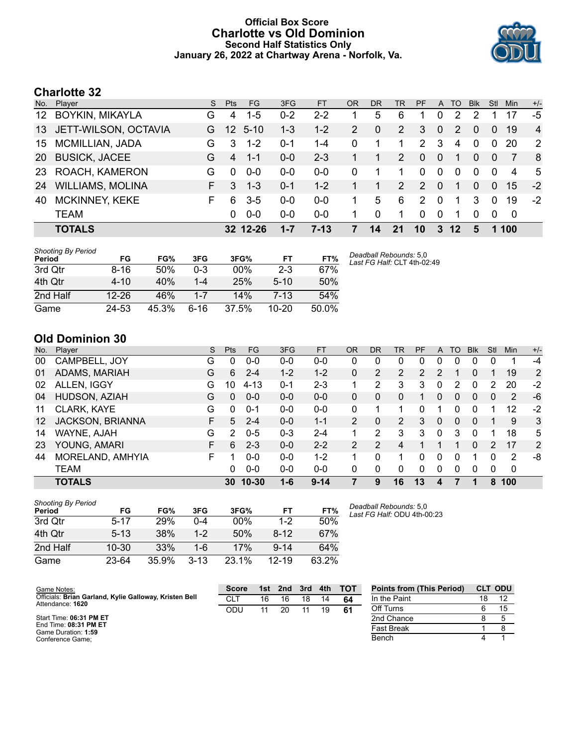# Official Box Score
## Charlotte vs Old Dominion
### Second Half Statistics Only
### January 26, 2022 at Chartway Arena - Norfolk, Va.

## Charlotte 32

| No. | Player | S | Pts | FG | 3FG | FT | OR | DR | TR | PF | A | TO | Blk | Stl | Min | +/- |
|---|---|---|---|---|---|---|---|---|---|---|---|---|---|---|---|---|
| 12 | BOYKIN, MIKAYLA | G | 4 | 1-5 | 0-2 | 2-2 | 1 | 5 | 6 | 1 | 0 | 2 | 2 | 1 | 17 | -5 |
| 13 | JETT-WILSON, OCTAVIA | G | 12 | 5-10 | 1-3 | 1-2 | 2 | 0 | 2 | 3 | 0 | 2 | 0 | 0 | 19 | 4 |
| 15 | MCMILLIAN, JADA | G | 3 | 1-2 | 0-1 | 1-4 | 0 | 1 | 1 | 2 | 3 | 4 | 0 | 0 | 20 | 2 |
| 20 | BUSICK, JACEE | G | 4 | 1-1 | 0-0 | 2-3 | 1 | 1 | 2 | 0 | 0 | 1 | 0 | 0 | 7 | 8 |
| 23 | ROACH, KAMERON | G | 0 | 0-0 | 0-0 | 0-0 | 0 | 1 | 1 | 0 | 0 | 0 | 0 | 0 | 4 | 5 |
| 24 | WILLIAMS, MOLINA | F | 3 | 1-3 | 0-1 | 1-2 | 1 | 1 | 2 | 2 | 0 | 1 | 0 | 0 | 15 | -2 |
| 40 | MCKINNEY, KEKE | F | 6 | 3-5 | 0-0 | 0-0 | 1 | 5 | 6 | 2 | 0 | 1 | 3 | 0 | 19 | -2 |
| | TEAM | | 0 | 0-0 | 0-0 | 0-0 | 1 | 0 | 1 | 0 | 0 | 1 | 0 | 0 | 0 | |
| | **TOTALS** | | **32** | **12-26** | **1-7** | **7-13** | **7** | **14** | **21** | **10** | **3** | **12** | **5** | **1** | **100** | |

*Shooting By Period*

| Period | FG | FG% | 3FG | 3FG% | FT | FT% |
|---|---|---|---|---|---|---|
| 3rd Qtr | 8-16 | 50% | 0-3 | 00% | 2-3 | 67% |
| 4th Qtr | 4-10 | 40% | 1-4 | 25% | 5-10 | 50% |
| 2nd Half | 12-26 | 46% | 1-7 | 14% | 7-13 | 54% |
| Game | 24-53 | 45.3% | 6-16 | 37.5% | 10-20 | 50.0% |

*Deadball Rebounds:* 5,0
*Last FG Half:* CLT 4th-02:49

## Old Dominion 30

| No. | Player | S | Pts | FG | 3FG | FT | OR | DR | TR | PF | A | TO | Blk | Stl | Min | +/- |
|---|---|---|---|---|---|---|---|---|---|---|---|---|---|---|---|---|
| 00 | CAMPBELL, JOY | G | 0 | 0-0 | 0-0 | 0-0 | 0 | 0 | 0 | 0 | 0 | 0 | 0 | 0 | 1 | -4 |
| 01 | ADAMS, MARIAH | G | 6 | 2-4 | 1-2 | 1-2 | 0 | 2 | 2 | 2 | 2 | 1 | 0 | 1 | 19 | 2 |
| 02 | ALLEN, IGGY | G | 10 | 4-13 | 0-1 | 2-3 | 1 | 2 | 3 | 3 | 0 | 2 | 0 | 2 | 20 | -2 |
| 04 | HUDSON, AZIAH | G | 0 | 0-0 | 0-0 | 0-0 | 0 | 0 | 0 | 1 | 0 | 0 | 0 | 0 | 2 | -6 |
| 11 | CLARK, KAYE | G | 0 | 0-1 | 0-0 | 0-0 | 0 | 1 | 1 | 0 | 1 | 0 | 0 | 1 | 12 | -2 |
| 12 | JACKSON, BRIANNA | F | 5 | 2-4 | 0-0 | 1-1 | 2 | 0 | 2 | 3 | 0 | 0 | 0 | 1 | 9 | 3 |
| 14 | WAYNE, AJAH | G | 2 | 0-5 | 0-3 | 2-4 | 1 | 2 | 3 | 3 | 0 | 3 | 0 | 1 | 18 | 5 |
| 23 | YOUNG, AMARI | F | 6 | 2-3 | 0-0 | 2-2 | 2 | 2 | 4 | 1 | 1 | 1 | 0 | 2 | 17 | 2 |
| 44 | MORELAND, AMHYIA | F | 1 | 0-0 | 0-0 | 1-2 | 1 | 0 | 1 | 0 | 0 | 0 | 1 | 0 | 2 | -8 |
| | TEAM | | 0 | 0-0 | 0-0 | 0-0 | 0 | 0 | 0 | 0 | 0 | 0 | 0 | 0 | 0 | |
| | **TOTALS** | | **30** | **10-30** | **1-6** | **9-14** | **7** | **9** | **16** | **13** | **4** | **7** | **1** | **8** | **100** | |

*Shooting By Period*

| Period | FG | FG% | 3FG | 3FG% | FT | FT% |
|---|---|---|---|---|---|---|
| 3rd Qtr | 5-17 | 29% | 0-4 | 00% | 1-2 | 50% |
| 4th Qtr | 5-13 | 38% | 1-2 | 50% | 8-12 | 67% |
| 2nd Half | 10-30 | 33% | 1-6 | 17% | 9-14 | 64% |
| Game | 23-64 | 35.9% | 3-13 | 23.1% | 12-19 | 63.2% |

*Deadball Rebounds:* 5,0
*Last FG Half:* ODU 4th-00:23

Game Notes:
Officials: **Brian Garland, Kylie Galloway, Kristen Bell**
Attendance: **1620**

Start Time: **06:31 PM ET**
End Time: **08:31 PM ET**
Game Duration: **1:59**
Conference Game;

| Score | 1st | 2nd | 3rd | 4th | TOT |
|---|---|---|---|---|---|
| CLT | 16 | 16 | 18 | 14 | **64** |
| ODU | 11 | 20 | 11 | 19 | **61** |

| Points from (This Period) | CLT | ODU |
|---|---|---|
| In the Paint | 18 | 12 |
| Off Turns | 6 | 15 |
| 2nd Chance | 8 | 5 |
| Fast Break | 1 | 8 |
| Bench | 4 | 1 |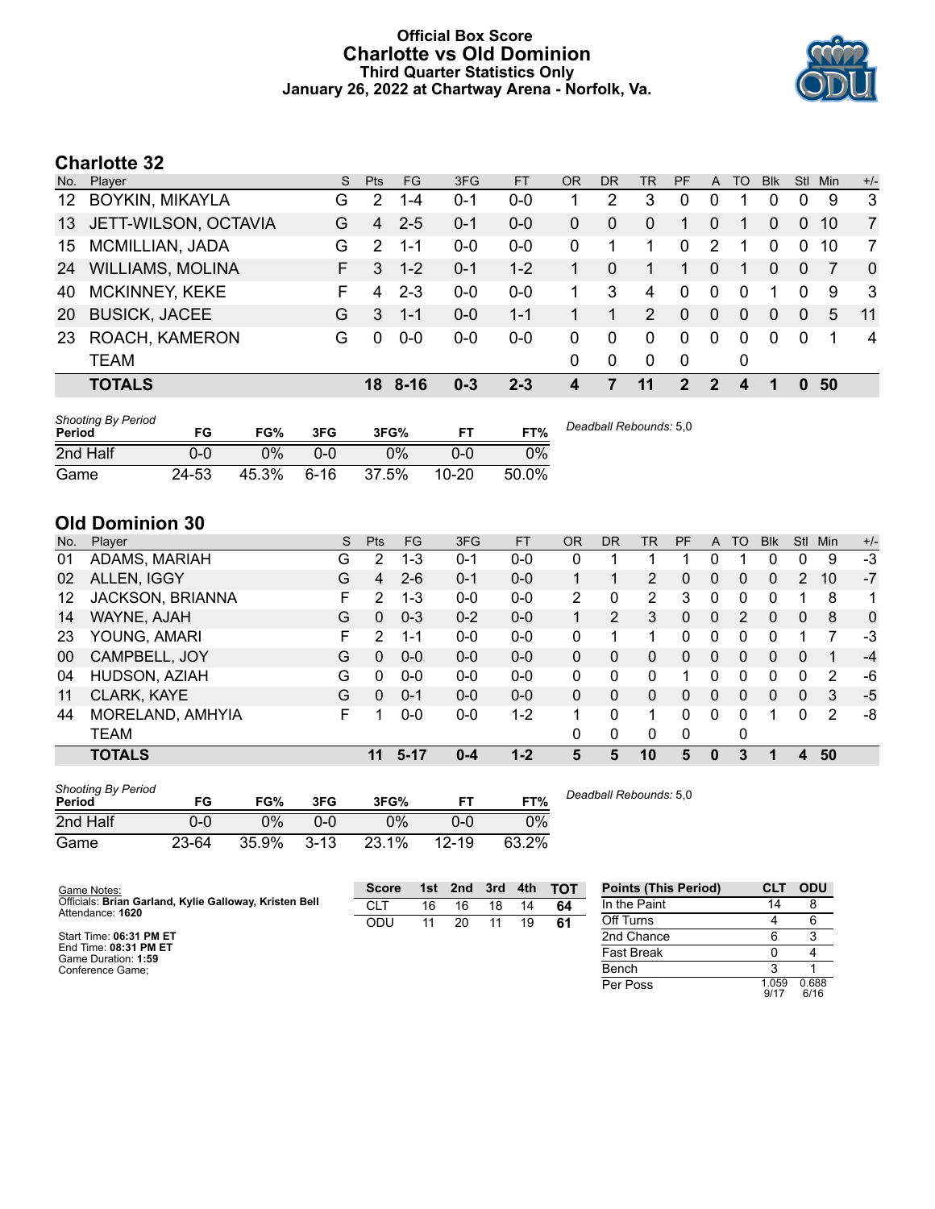# Official Box Score
# Charlotte vs Old Dominion
### Third Quarter Statistics Only
### January 26, 2022 at Chartway Arena - Norfolk, Va.

## Charlotte 32

| No. | Player | S | Pts | FG | 3FG | FT | OR | DR | TR | PF | A | TO | Blk | Stl | Min | +/- |
|---|---|---|---|---|---|---|---|---|---|---|---|---|---|---|---|---|
| 12 | BOYKIN, MIKAYLA | G | 2 | 1-4 | 0-1 | 0-0 | 1 | 2 | 3 | 0 | 0 | 1 | 0 | 0 | 9 | 3 |
| 13 | JETT-WILSON, OCTAVIA | G | 4 | 2-5 | 0-1 | 0-0 | 0 | 0 | 0 | 1 | 0 | 1 | 0 | 0 | 10 | 7 |
| 15 | MCMILLIAN, JADA | G | 2 | 1-1 | 0-0 | 0-0 | 0 | 1 | 1 | 0 | 2 | 1 | 0 | 0 | 10 | 7 |
| 24 | WILLIAMS, MOLINA | F | 3 | 1-2 | 0-1 | 1-2 | 1 | 0 | 1 | 1 | 0 | 1 | 0 | 0 | 7 | 0 |
| 40 | MCKINNEY, KEKE | F | 4 | 2-3 | 0-0 | 0-0 | 1 | 3 | 4 | 0 | 0 | 0 | 1 | 0 | 9 | 3 |
| 20 | BUSICK, JACEE | G | 3 | 1-1 | 0-0 | 1-1 | 1 | 1 | 2 | 0 | 0 | 0 | 0 | 0 | 5 | 11 |
| 23 | ROACH, KAMERON | G | 0 | 0-0 | 0-0 | 0-0 | 0 | 0 | 0 | 0 | 0 | 0 | 0 | 0 | 1 | 4 |
| | TEAM | | | | | | 0 | 0 | 0 | 0 | | 0 | | | | |
| | **TOTALS** | | **18** | **8-16** | **0-3** | **2-3** | **4** | **7** | **11** | **2** | **2** | **4** | **1** | **0** | **50** | |

*Shooting By Period*

| Period | FG | FG% | 3FG | 3FG% | FT | FT% |
|---|---|---|---|---|---|---|
| 2nd Half | 0-0 | 0% | 0-0 | 0% | 0-0 | 0% |
| Game | 24-53 | 45.3% | 6-16 | 37.5% | 10-20 | 50.0% |

*Deadball Rebounds:* 5,0

## Old Dominion 30

| No. | Player | S | Pts | FG | 3FG | FT | OR | DR | TR | PF | A | TO | Blk | Stl | Min | +/- |
|---|---|---|---|---|---|---|---|---|---|---|---|---|---|---|---|---|
| 01 | ADAMS, MARIAH | G | 2 | 1-3 | 0-1 | 0-0 | 0 | 1 | 1 | 1 | 0 | 1 | 0 | 0 | 9 | -3 |
| 02 | ALLEN, IGGY | G | 4 | 2-6 | 0-1 | 0-0 | 1 | 1 | 2 | 0 | 0 | 0 | 0 | 2 | 10 | -7 |
| 12 | JACKSON, BRIANNA | F | 2 | 1-3 | 0-0 | 0-0 | 2 | 0 | 2 | 3 | 0 | 0 | 0 | 1 | 8 | 1 |
| 14 | WAYNE, AJAH | G | 0 | 0-3 | 0-2 | 0-0 | 1 | 2 | 3 | 0 | 0 | 2 | 0 | 0 | 8 | 0 |
| 23 | YOUNG, AMARI | F | 2 | 1-1 | 0-0 | 0-0 | 0 | 1 | 1 | 0 | 0 | 0 | 0 | 1 | 7 | -3 |
| 00 | CAMPBELL, JOY | G | 0 | 0-0 | 0-0 | 0-0 | 0 | 0 | 0 | 0 | 0 | 0 | 0 | 0 | 1 | -4 |
| 04 | HUDSON, AZIAH | G | 0 | 0-0 | 0-0 | 0-0 | 0 | 0 | 0 | 1 | 0 | 0 | 0 | 0 | 2 | -6 |
| 11 | CLARK, KAYE | G | 0 | 0-1 | 0-0 | 0-0 | 0 | 0 | 0 | 0 | 0 | 0 | 0 | 0 | 3 | -5 |
| 44 | MORELAND, AMHYIA | F | 1 | 0-0 | 0-0 | 1-2 | 1 | 0 | 1 | 0 | 0 | 0 | 1 | 0 | 2 | -8 |
| | TEAM | | | | | | 0 | 0 | 0 | 0 | | 0 | | | | |
| | **TOTALS** | | **11** | **5-17** | **0-4** | **1-2** | **5** | **5** | **10** | **5** | **0** | **3** | **1** | **4** | **50** | |

*Shooting By Period*

| Period | FG | FG% | 3FG | 3FG% | FT | FT% |
|---|---|---|---|---|---|---|
| 2nd Half | 0-0 | 0% | 0-0 | 0% | 0-0 | 0% |
| Game | 23-64 | 35.9% | 3-13 | 23.1% | 12-19 | 63.2% |

*Deadball Rebounds:* 5,0

Game Notes:
Officials: **Brian Garland, Kylie Galloway, Kristen Bell**
Attendance: **1620**

Start Time: **06:31 PM ET**
End Time: **08:31 PM ET**
Game Duration: **1:59**
Conference Game;

| Score | 1st | 2nd | 3rd | 4th | TOT |
|---|---|---|---|---|---|
| CLT | 16 | 16 | 18 | 14 | 64 |
| ODU | 11 | 20 | 11 | 19 | 61 |

| Points (This Period) | CLT | ODU |
|---|---|---|
| In the Paint | 14 | 8 |
| Off Turns | 4 | 6 |
| 2nd Chance | 6 | 3 |
| Fast Break | 0 | 4 |
| Bench | 3 | 1 |
| Per Poss | 1.059 9/17 | 0.688 6/16 |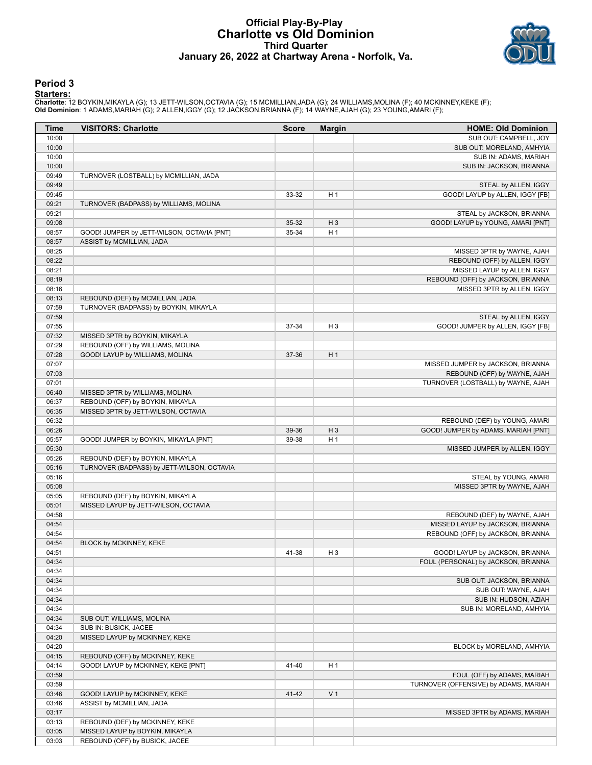# Official Play-By-Play
## Charlotte vs Old Dominion
### Third Quarter
### January 26, 2022 at Chartway Arena - Norfolk, Va.

## Period 3

**Starters:**

**Charlotte**: 12 BOYKIN,MIKAYLA (G); 13 JETT-WILSON,OCTAVIA (G); 15 MCMILLIAN,JADA (G); 24 WILLIAMS,MOLINA (F); 40 MCKINNEY,KEKE (F);
**Old Dominion**: 1 ADAMS,MARIAH (G); 2 ALLEN,IGGY (G); 12 JACKSON,BRIANNA (F); 14 WAYNE,AJAH (G); 23 YOUNG,AMARI (F);

| Time | VISITORS: Charlotte | Score | Margin | HOME: Old Dominion |
|---|---|---|---|---|
| 10:00 | | | | SUB OUT: CAMPBELL, JOY |
| 10:00 | | | | SUB OUT: MORELAND, AMHYIA |
| 10:00 | | | | SUB IN: ADAMS, MARIAH |
| 10:00 | | | | SUB IN: JACKSON, BRIANNA |
| 09:49 | TURNOVER (LOSTBALL) by MCMILLIAN, JADA | | | |
| 09:49 | | | | STEAL by ALLEN, IGGY |
| 09:45 | | 33-32 | H 1 | GOOD! LAYUP by ALLEN, IGGY [FB] |
| 09:21 | TURNOVER (BADPASS) by WILLIAMS, MOLINA | | | |
| 09:21 | | | | STEAL by JACKSON, BRIANNA |
| 09:08 | | 35-32 | H 3 | GOOD! LAYUP by YOUNG, AMARI [PNT] |
| 08:57 | GOOD! JUMPER by JETT-WILSON, OCTAVIA [PNT] | 35-34 | H 1 | |
| 08:57 | ASSIST by MCMILLIAN, JADA | | | |
| 08:25 | | | | MISSED 3PTR by WAYNE, AJAH |
| 08:22 | | | | REBOUND (OFF) by ALLEN, IGGY |
| 08:21 | | | | MISSED LAYUP by ALLEN, IGGY |
| 08:19 | | | | REBOUND (OFF) by JACKSON, BRIANNA |
| 08:16 | | | | MISSED 3PTR by ALLEN, IGGY |
| 08:13 | REBOUND (DEF) by MCMILLIAN, JADA | | | |
| 07:59 | TURNOVER (BADPASS) by BOYKIN, MIKAYLA | | | |
| 07:59 | | | | STEAL by ALLEN, IGGY |
| 07:55 | | 37-34 | H 3 | GOOD! JUMPER by ALLEN, IGGY [FB] |
| 07:32 | MISSED 3PTR by BOYKIN, MIKAYLA | | | |
| 07:29 | REBOUND (OFF) by WILLIAMS, MOLINA | | | |
| 07:28 | GOOD! LAYUP by WILLIAMS, MOLINA | 37-36 | H 1 | |
| 07:07 | | | | MISSED JUMPER by JACKSON, BRIANNA |
| 07:03 | | | | REBOUND (OFF) by WAYNE, AJAH |
| 07:01 | | | | TURNOVER (LOSTBALL) by WAYNE, AJAH |
| 06:40 | MISSED 3PTR by WILLIAMS, MOLINA | | | |
| 06:37 | REBOUND (OFF) by BOYKIN, MIKAYLA | | | |
| 06:35 | MISSED 3PTR by JETT-WILSON, OCTAVIA | | | |
| 06:32 | | | | REBOUND (DEF) by YOUNG, AMARI |
| 06:26 | | 39-36 | H 3 | GOOD! JUMPER by ADAMS, MARIAH [PNT] |
| 05:57 | GOOD! JUMPER by BOYKIN, MIKAYLA [PNT] | 39-38 | H 1 | |
| 05:30 | | | | MISSED JUMPER by ALLEN, IGGY |
| 05:26 | REBOUND (DEF) by BOYKIN, MIKAYLA | | | |
| 05:16 | TURNOVER (BADPASS) by JETT-WILSON, OCTAVIA | | | |
| 05:16 | | | | STEAL by YOUNG, AMARI |
| 05:08 | | | | MISSED 3PTR by WAYNE, AJAH |
| 05:05 | REBOUND (DEF) by BOYKIN, MIKAYLA | | | |
| 05:01 | MISSED LAYUP by JETT-WILSON, OCTAVIA | | | |
| 04:58 | | | | REBOUND (DEF) by WAYNE, AJAH |
| 04:54 | | | | MISSED LAYUP by JACKSON, BRIANNA |
| 04:54 | | | | REBOUND (OFF) by JACKSON, BRIANNA |
| 04:54 | BLOCK by MCKINNEY, KEKE | | | |
| 04:51 | | 41-38 | H 3 | GOOD! LAYUP by JACKSON, BRIANNA |
| 04:34 | | | | FOUL (PERSONAL) by JACKSON, BRIANNA |
| 04:34 | | | | |
| 04:34 | | | | SUB OUT: JACKSON, BRIANNA |
| 04:34 | | | | SUB OUT: WAYNE, AJAH |
| 04:34 | | | | SUB IN: HUDSON, AZIAH |
| 04:34 | | | | SUB IN: MORELAND, AMHYIA |
| 04:34 | SUB OUT: WILLIAMS, MOLINA | | | |
| 04:34 | SUB IN: BUSICK, JACEE | | | |
| 04:20 | MISSED LAYUP by MCKINNEY, KEKE | | | |
| 04:20 | | | | BLOCK by MORELAND, AMHYIA |
| 04:15 | REBOUND (OFF) by MCKINNEY, KEKE | | | |
| 04:14 | GOOD! LAYUP by MCKINNEY, KEKE [PNT] | 41-40 | H 1 | |
| 03:59 | | | | FOUL (OFF) by ADAMS, MARIAH |
| 03:59 | | | | TURNOVER (OFFENSIVE) by ADAMS, MARIAH |
| 03:46 | GOOD! LAYUP by MCKINNEY, KEKE | 41-42 | V 1 | |
| 03:46 | ASSIST by MCMILLIAN, JADA | | | |
| 03:17 | | | | MISSED 3PTR by ADAMS, MARIAH |
| 03:13 | REBOUND (DEF) by MCKINNEY, KEKE | | | |
| 03:05 | MISSED LAYUP by BOYKIN, MIKAYLA | | | |
| 03:03 | REBOUND (OFF) by BUSICK, JACEE | | | |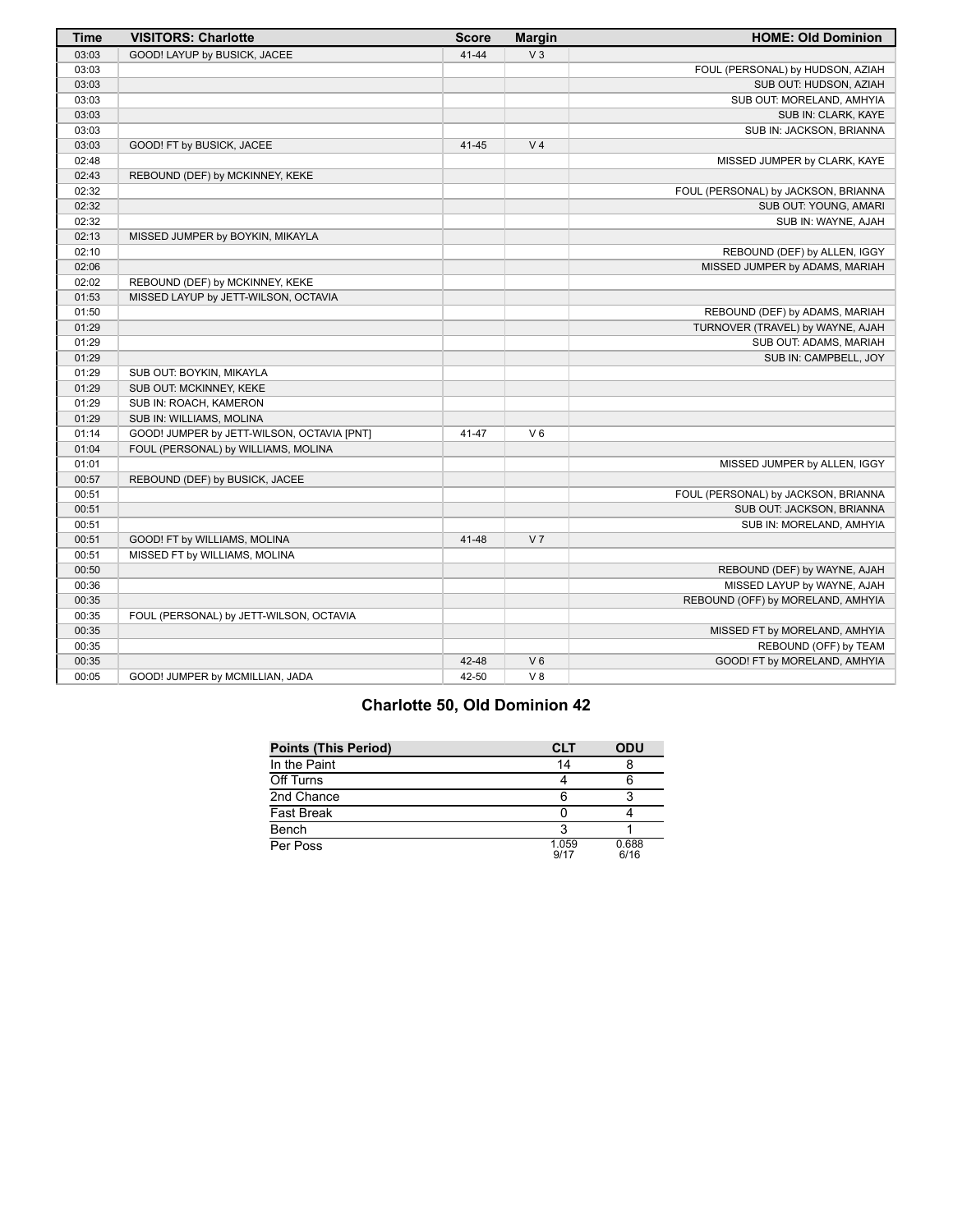| Time | VISITORS: Charlotte | Score | Margin | HOME: Old Dominion |
| --- | --- | --- | --- | --- |
| 03:03 | GOOD! LAYUP by BUSICK, JACEE | 41-44 | V 3 | |
| 03:03 | | | | FOUL (PERSONAL) by HUDSON, AZIAH |
| 03:03 | | | | SUB OUT: HUDSON, AZIAH |
| 03:03 | | | | SUB OUT: MORELAND, AMHYIA |
| 03:03 | | | | SUB IN: CLARK, KAYE |
| 03:03 | | | | SUB IN: JACKSON, BRIANNA |
| 03:03 | GOOD! FT by BUSICK, JACEE | 41-45 | V 4 | |
| 02:48 | | | | MISSED JUMPER by CLARK, KAYE |
| 02:43 | REBOUND (DEF) by MCKINNEY, KEKE | | | |
| 02:32 | | | | FOUL (PERSONAL) by JACKSON, BRIANNA |
| 02:32 | | | | SUB OUT: YOUNG, AMARI |
| 02:32 | | | | SUB IN: WAYNE, AJAH |
| 02:13 | MISSED JUMPER by BOYKIN, MIKAYLA | | | |
| 02:10 | | | | REBOUND (DEF) by ALLEN, IGGY |
| 02:06 | | | | MISSED JUMPER by ADAMS, MARIAH |
| 02:02 | REBOUND (DEF) by MCKINNEY, KEKE | | | |
| 01:53 | MISSED LAYUP by JETT-WILSON, OCTAVIA | | | |
| 01:50 | | | | REBOUND (DEF) by ADAMS, MARIAH |
| 01:29 | | | | TURNOVER (TRAVEL) by WAYNE, AJAH |
| 01:29 | | | | SUB OUT: ADAMS, MARIAH |
| 01:29 | | | | SUB IN: CAMPBELL, JOY |
| 01:29 | SUB OUT: BOYKIN, MIKAYLA | | | |
| 01:29 | SUB OUT: MCKINNEY, KEKE | | | |
| 01:29 | SUB IN: ROACH, KAMERON | | | |
| 01:29 | SUB IN: WILLIAMS, MOLINA | | | |
| 01:14 | GOOD! JUMPER by JETT-WILSON, OCTAVIA [PNT] | 41-47 | V 6 | |
| 01:04 | FOUL (PERSONAL) by WILLIAMS, MOLINA | | | |
| 01:01 | | | | MISSED JUMPER by ALLEN, IGGY |
| 00:57 | REBOUND (DEF) by BUSICK, JACEE | | | |
| 00:51 | | | | FOUL (PERSONAL) by JACKSON, BRIANNA |
| 00:51 | | | | SUB OUT: JACKSON, BRIANNA |
| 00:51 | | | | SUB IN: MORELAND, AMHYIA |
| 00:51 | GOOD! FT by WILLIAMS, MOLINA | 41-48 | V 7 | |
| 00:51 | MISSED FT by WILLIAMS, MOLINA | | | |
| 00:50 | | | | REBOUND (DEF) by WAYNE, AJAH |
| 00:36 | | | | MISSED LAYUP by WAYNE, AJAH |
| 00:35 | | | | REBOUND (OFF) by MORELAND, AMHYIA |
| 00:35 | FOUL (PERSONAL) by JETT-WILSON, OCTAVIA | | | |
| 00:35 | | | | MISSED FT by MORELAND, AMHYIA |
| 00:35 | | | | REBOUND (OFF) by TEAM |
| 00:35 | | 42-48 | V 6 | GOOD! FT by MORELAND, AMHYIA |
| 00:05 | GOOD! JUMPER by MCMILLIAN, JADA | 42-50 | V 8 | |

## Charlotte 50, Old Dominion 42

| Points (This Period) | CLT | ODU |
| --- | --- | --- |
| In the Paint | 14 | 8 |
| Off Turns | 4 | 6 |
| 2nd Chance | 6 | 3 |
| Fast Break | 0 | 4 |
| Bench | 3 | 1 |
| Per Poss | 1.059 9/17 | 0.688 6/16 |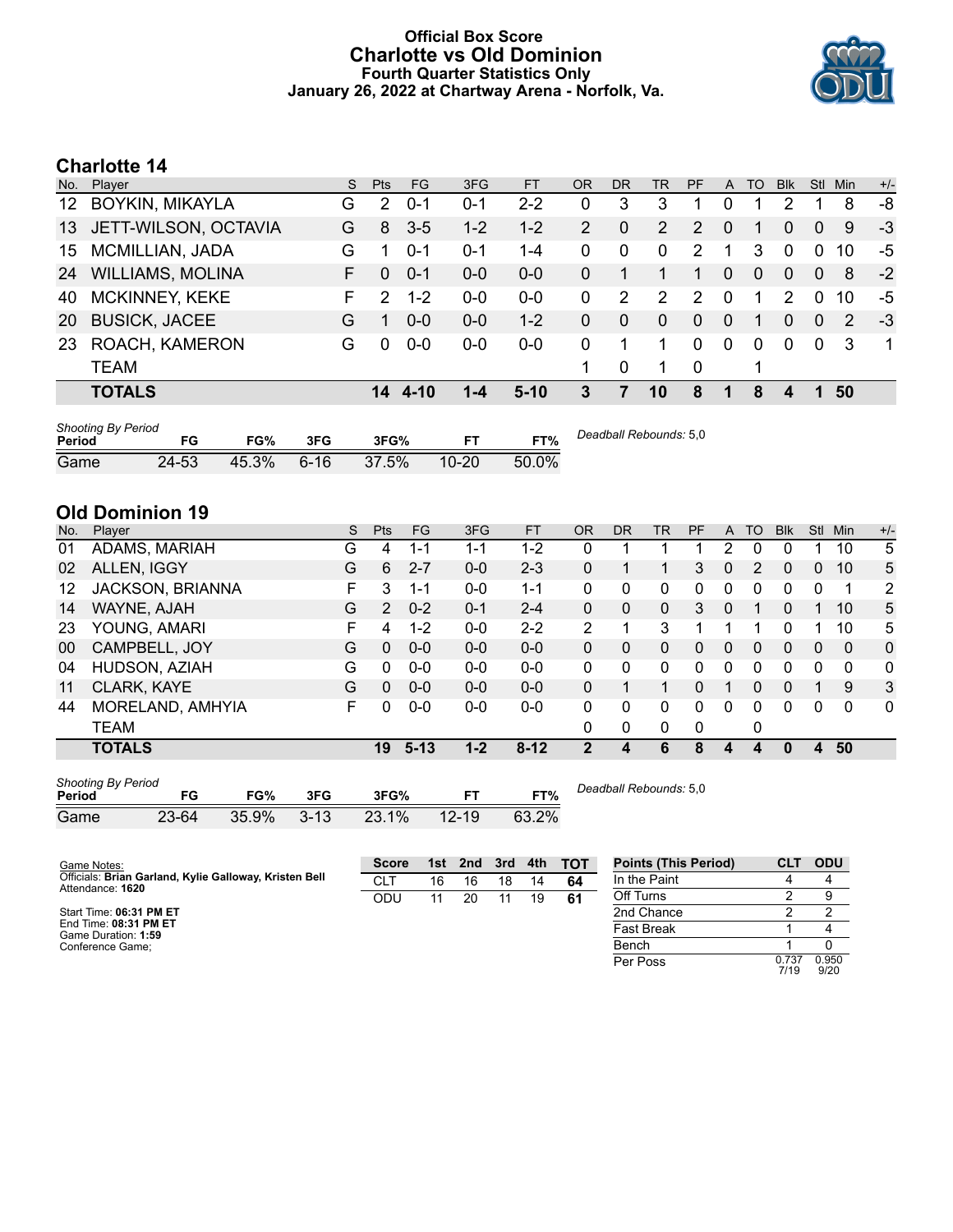# Official Box Score
## Charlotte vs Old Dominion
### Fourth Quarter Statistics Only
### January 26, 2022 at Chartway Arena - Norfolk, Va.

## Charlotte 14

| No. | Player | S | Pts | FG | 3FG | FT | OR | DR | TR | PF | A | TO | Blk | Stl | Min | +/- |
|---|---|---|---|---|---|---|---|---|---|---|---|---|---|---|---|---|
| 12 | BOYKIN, MIKAYLA | G | 2 | 0-1 | 0-1 | 2-2 | 0 | 3 | 3 | 1 | 0 | 1 | 2 | 1 | 8 | -8 |
| 13 | JETT-WILSON, OCTAVIA | G | 8 | 3-5 | 1-2 | 1-2 | 2 | 0 | 2 | 2 | 0 | 1 | 0 | 0 | 9 | -3 |
| 15 | MCMILLIAN, JADA | G | 1 | 0-1 | 0-1 | 1-4 | 0 | 0 | 0 | 2 | 1 | 3 | 0 | 0 | 10 | -5 |
| 24 | WILLIAMS, MOLINA | F | 0 | 0-1 | 0-0 | 0-0 | 0 | 1 | 1 | 1 | 0 | 0 | 0 | 0 | 8 | -2 |
| 40 | MCKINNEY, KEKE | F | 2 | 1-2 | 0-0 | 0-0 | 0 | 2 | 2 | 2 | 0 | 1 | 2 | 0 | 10 | -5 |
| 20 | BUSICK, JACEE | G | 1 | 0-0 | 0-0 | 1-2 | 0 | 0 | 0 | 0 | 0 | 1 | 0 | 0 | 2 | -3 |
| 23 | ROACH, KAMERON | G | 0 | 0-0 | 0-0 | 0-0 | 0 | 1 | 1 | 0 | 0 | 0 | 0 | 0 | 3 | 1 |
| | TEAM | | | | | | 1 | 0 | 1 | 0 | | 1 | | | | |
| | **TOTALS** | | **14** | **4-10** | **1-4** | **5-10** | **3** | **7** | **10** | **8** | **1** | **8** | **4** | **1** | **50** | |

*Shooting By Period*

| Period | FG | FG% | 3FG | 3FG% | FT | FT% |
|---|---|---|---|---|---|---|
| Game | 24-53 | 45.3% | 6-16 | 37.5% | 10-20 | 50.0% |

*Deadball Rebounds:* 5,0

## Old Dominion 19

| No. | Player | S | Pts | FG | 3FG | FT | OR | DR | TR | PF | A | TO | Blk | Stl | Min | +/- |
|---|---|---|---|---|---|---|---|---|---|---|---|---|---|---|---|---|
| 01 | ADAMS, MARIAH | G | 4 | 1-1 | 1-1 | 1-2 | 0 | 1 | 1 | 1 | 2 | 0 | 0 | 1 | 10 | 5 |
| 02 | ALLEN, IGGY | G | 6 | 2-7 | 0-0 | 2-3 | 0 | 1 | 1 | 3 | 0 | 2 | 0 | 0 | 10 | 5 |
| 12 | JACKSON, BRIANNA | F | 3 | 1-1 | 0-0 | 1-1 | 0 | 0 | 0 | 0 | 0 | 0 | 0 | 0 | 1 | 2 |
| 14 | WAYNE, AJAH | G | 2 | 0-2 | 0-1 | 2-4 | 0 | 0 | 0 | 3 | 0 | 1 | 0 | 1 | 10 | 5 |
| 23 | YOUNG, AMARI | F | 4 | 1-2 | 0-0 | 2-2 | 2 | 1 | 3 | 1 | 1 | 1 | 0 | 1 | 10 | 5 |
| 00 | CAMPBELL, JOY | G | 0 | 0-0 | 0-0 | 0-0 | 0 | 0 | 0 | 0 | 0 | 0 | 0 | 0 | 0 | 0 |
| 04 | HUDSON, AZIAH | G | 0 | 0-0 | 0-0 | 0-0 | 0 | 0 | 0 | 0 | 0 | 0 | 0 | 0 | 0 | 0 |
| 11 | CLARK, KAYE | G | 0 | 0-0 | 0-0 | 0-0 | 0 | 1 | 1 | 0 | 1 | 0 | 0 | 1 | 9 | 3 |
| 44 | MORELAND, AMHYIA | F | 0 | 0-0 | 0-0 | 0-0 | 0 | 0 | 0 | 0 | 0 | 0 | 0 | 0 | 0 | 0 |
| | TEAM | | | | | | 0 | 0 | 0 | 0 | | 0 | | | | |
| | **TOTALS** | | **19** | **5-13** | **1-2** | **8-12** | **2** | **4** | **6** | **8** | **4** | **4** | **0** | **4** | **50** | |

*Shooting By Period*

| Period | FG | FG% | 3FG | 3FG% | FT | FT% |
|---|---|---|---|---|---|---|
| Game | 23-64 | 35.9% | 3-13 | 23.1% | 12-19 | 63.2% |

*Deadball Rebounds:* 5,0

Game Notes:
Officials: **Brian Garland, Kylie Galloway, Kristen Bell**
Attendance: **1620**

Start Time: **06:31 PM ET**
End Time: **08:31 PM ET**
Game Duration: **1:59**
Conference Game;

| Score | 1st | 2nd | 3rd | 4th | TOT |
|---|---|---|---|---|---|
| CLT | 16 | 16 | 18 | 14 | **64** |
| ODU | 11 | 20 | 11 | 19 | **61** |

| Points (This Period) | CLT | ODU |
|---|---|---|
| In the Paint | 4 | 4 |
| Off Turns | 2 | 9 |
| 2nd Chance | 2 | 2 |
| Fast Break | 1 | 4 |
| Bench | 1 | 0 |
| Per Poss | 0.737 7/19 | 0.950 9/20 |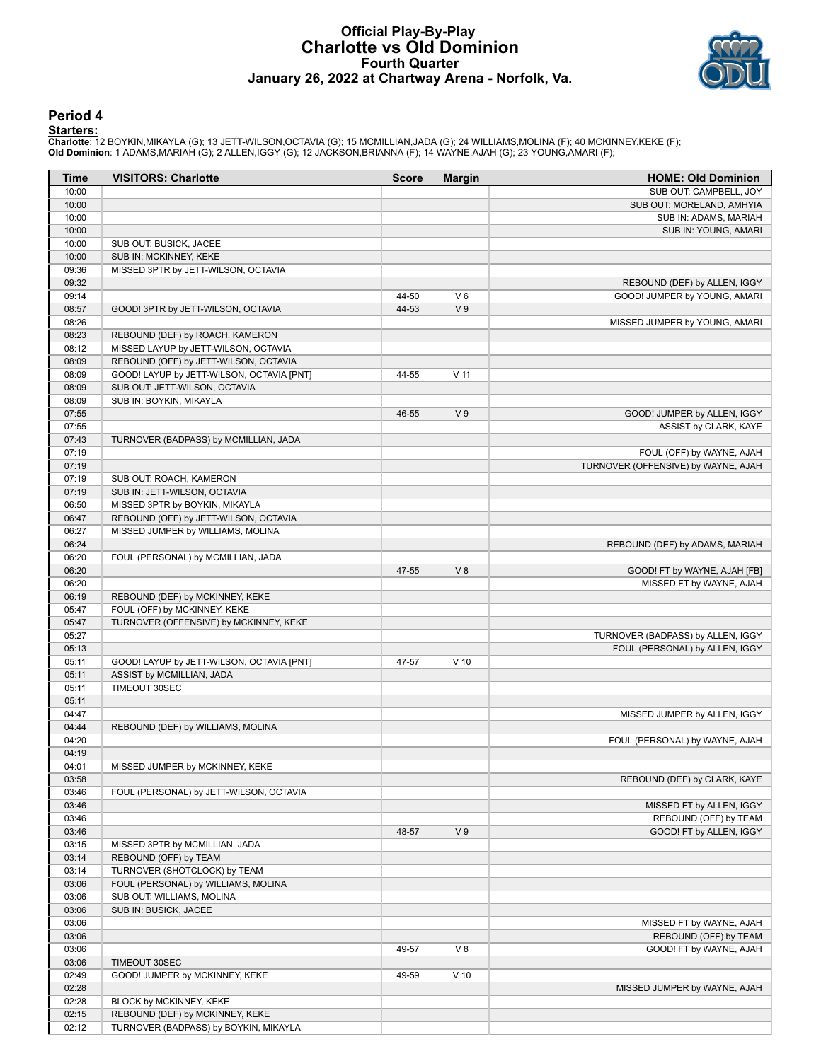# Official Play-By-Play
# Charlotte vs Old Dominion
## Fourth Quarter
## January 26, 2022 at Chartway Arena - Norfolk, Va.

### Period 4

**Starters:**

**Charlotte**: 12 BOYKIN,MIKAYLA (G); 13 JETT-WILSON,OCTAVIA (G); 15 MCMILLIAN,JADA (G); 24 WILLIAMS,MOLINA (F); 40 MCKINNEY,KEKE (F);
**Old Dominion**: 1 ADAMS,MARIAH (G); 2 ALLEN,IGGY (G); 12 JACKSON,BRIANNA (F); 14 WAYNE,AJAH (G); 23 YOUNG,AMARI (F);

| Time | VISITORS: Charlotte | Score | Margin | HOME: Old Dominion |
|---|---|---|---|---|
| 10:00 | | | | SUB OUT: CAMPBELL, JOY |
| 10:00 | | | | SUB OUT: MORELAND, AMHYIA |
| 10:00 | | | | SUB IN: ADAMS, MARIAH |
| 10:00 | | | | SUB IN: YOUNG, AMARI |
| 10:00 | SUB OUT: BUSICK, JACEE | | | |
| 10:00 | SUB IN: MCKINNEY, KEKE | | | |
| 09:36 | MISSED 3PTR by JETT-WILSON, OCTAVIA | | | |
| 09:32 | | | | REBOUND (DEF) by ALLEN, IGGY |
| 09:14 | | 44-50 | V 6 | GOOD! JUMPER by YOUNG, AMARI |
| 08:57 | GOOD! 3PTR by JETT-WILSON, OCTAVIA | 44-53 | V 9 | |
| 08:26 | | | | MISSED JUMPER by YOUNG, AMARI |
| 08:23 | REBOUND (DEF) by ROACH, KAMERON | | | |
| 08:12 | MISSED LAYUP by JETT-WILSON, OCTAVIA | | | |
| 08:09 | REBOUND (OFF) by JETT-WILSON, OCTAVIA | | | |
| 08:09 | GOOD! LAYUP by JETT-WILSON, OCTAVIA [PNT] | 44-55 | V 11 | |
| 08:09 | SUB OUT: JETT-WILSON, OCTAVIA | | | |
| 08:09 | SUB IN: BOYKIN, MIKAYLA | | | |
| 07:55 | | 46-55 | V 9 | GOOD! JUMPER by ALLEN, IGGY |
| 07:55 | | | | ASSIST by CLARK, KAYE |
| 07:43 | TURNOVER (BADPASS) by MCMILLIAN, JADA | | | |
| 07:19 | | | | FOUL (OFF) by WAYNE, AJAH |
| 07:19 | | | | TURNOVER (OFFENSIVE) by WAYNE, AJAH |
| 07:19 | SUB OUT: ROACH, KAMERON | | | |
| 07:19 | SUB IN: JETT-WILSON, OCTAVIA | | | |
| 06:50 | MISSED 3PTR by BOYKIN, MIKAYLA | | | |
| 06:47 | REBOUND (OFF) by JETT-WILSON, OCTAVIA | | | |
| 06:27 | MISSED JUMPER by WILLIAMS, MOLINA | | | |
| 06:24 | | | | REBOUND (DEF) by ADAMS, MARIAH |
| 06:20 | FOUL (PERSONAL) by MCMILLIAN, JADA | | | |
| 06:20 | | 47-55 | V 8 | GOOD! FT by WAYNE, AJAH [FB] |
| 06:20 | | | | MISSED FT by WAYNE, AJAH |
| 06:19 | REBOUND (DEF) by MCKINNEY, KEKE | | | |
| 05:47 | FOUL (OFF) by MCKINNEY, KEKE | | | |
| 05:47 | TURNOVER (OFFENSIVE) by MCKINNEY, KEKE | | | |
| 05:27 | | | | TURNOVER (BADPASS) by ALLEN, IGGY |
| 05:13 | | | | FOUL (PERSONAL) by ALLEN, IGGY |
| 05:11 | GOOD! LAYUP by JETT-WILSON, OCTAVIA [PNT] | 47-57 | V 10 | |
| 05:11 | ASSIST by MCMILLIAN, JADA | | | |
| 05:11 | TIMEOUT 30SEC | | | |
| 05:11 | | | | |
| 04:47 | | | | MISSED JUMPER by ALLEN, IGGY |
| 04:44 | REBOUND (DEF) by WILLIAMS, MOLINA | | | |
| 04:20 | | | | FOUL (PERSONAL) by WAYNE, AJAH |
| 04:19 | | | | |
| 04:01 | MISSED JUMPER by MCKINNEY, KEKE | | | |
| 03:58 | | | | REBOUND (DEF) by CLARK, KAYE |
| 03:46 | FOUL (PERSONAL) by JETT-WILSON, OCTAVIA | | | |
| 03:46 | | | | MISSED FT by ALLEN, IGGY |
| 03:46 | | | | REBOUND (OFF) by TEAM |
| 03:46 | | 48-57 | V 9 | GOOD! FT by ALLEN, IGGY |
| 03:15 | MISSED 3PTR by MCMILLIAN, JADA | | | |
| 03:14 | REBOUND (OFF) by TEAM | | | |
| 03:14 | TURNOVER (SHOTCLOCK) by TEAM | | | |
| 03:06 | FOUL (PERSONAL) by WILLIAMS, MOLINA | | | |
| 03:06 | SUB OUT: WILLIAMS, MOLINA | | | |
| 03:06 | SUB IN: BUSICK, JACEE | | | |
| 03:06 | | | | MISSED FT by WAYNE, AJAH |
| 03:06 | | | | REBOUND (OFF) by TEAM |
| 03:06 | | 49-57 | V 8 | GOOD! FT by WAYNE, AJAH |
| 03:06 | TIMEOUT 30SEC | | | |
| 02:49 | GOOD! JUMPER by MCKINNEY, KEKE | 49-59 | V 10 | |
| 02:28 | | | | MISSED JUMPER by WAYNE, AJAH |
| 02:28 | BLOCK by MCKINNEY, KEKE | | | |
| 02:15 | REBOUND (DEF) by MCKINNEY, KEKE | | | |
| 02:12 | TURNOVER (BADPASS) by BOYKIN, MIKAYLA | | | |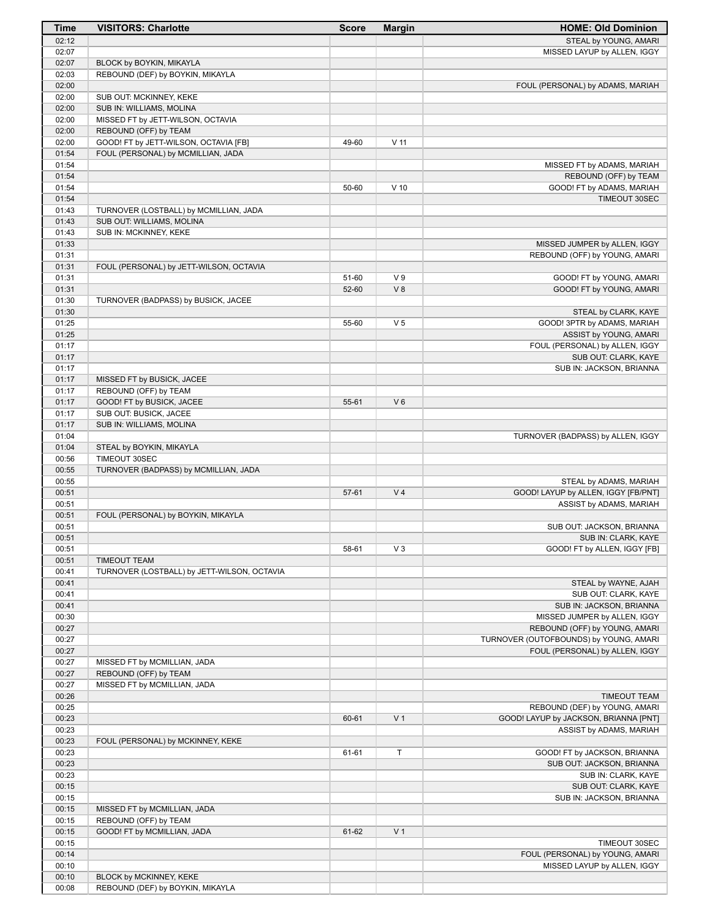| Time | VISITORS: Charlotte | Score | Margin | HOME: Old Dominion |
|---|---|---|---|---|
| 02:12 | | | | STEAL by YOUNG, AMARI |
| 02:07 | | | | MISSED LAYUP by ALLEN, IGGY |
| 02:07 | BLOCK by BOYKIN, MIKAYLA | | | |
| 02:03 | REBOUND (DEF) by BOYKIN, MIKAYLA | | | |
| 02:00 | | | | FOUL (PERSONAL) by ADAMS, MARIAH |
| 02:00 | SUB OUT: MCKINNEY, KEKE | | | |
| 02:00 | SUB IN: WILLIAMS, MOLINA | | | |
| 02:00 | MISSED FT by JETT-WILSON, OCTAVIA | | | |
| 02:00 | REBOUND (OFF) by TEAM | | | |
| 02:00 | GOOD! FT by JETT-WILSON, OCTAVIA [FB] | 49-60 | V 11 | |
| 01:54 | FOUL (PERSONAL) by MCMILLIAN, JADA | | | |
| 01:54 | | | | MISSED FT by ADAMS, MARIAH |
| 01:54 | | | | REBOUND (OFF) by TEAM |
| 01:54 | | 50-60 | V 10 | GOOD! FT by ADAMS, MARIAH |
| 01:54 | | | | TIMEOUT 30SEC |
| 01:43 | TURNOVER (LOSTBALL) by MCMILLIAN, JADA | | | |
| 01:43 | SUB OUT: WILLIAMS, MOLINA | | | |
| 01:43 | SUB IN: MCKINNEY, KEKE | | | |
| 01:33 | | | | MISSED JUMPER by ALLEN, IGGY |
| 01:31 | | | | REBOUND (OFF) by YOUNG, AMARI |
| 01:31 | FOUL (PERSONAL) by JETT-WILSON, OCTAVIA | | | |
| 01:31 | | 51-60 | V 9 | GOOD! FT by YOUNG, AMARI |
| 01:31 | | 52-60 | V 8 | GOOD! FT by YOUNG, AMARI |
| 01:30 | TURNOVER (BADPASS) by BUSICK, JACEE | | | |
| 01:30 | | | | STEAL by CLARK, KAYE |
| 01:25 | | 55-60 | V 5 | GOOD! 3PTR by ADAMS, MARIAH |
| 01:25 | | | | ASSIST by YOUNG, AMARI |
| 01:17 | | | | FOUL (PERSONAL) by ALLEN, IGGY |
| 01:17 | | | | SUB OUT: CLARK, KAYE |
| 01:17 | | | | SUB IN: JACKSON, BRIANNA |
| 01:17 | MISSED FT by BUSICK, JACEE | | | |
| 01:17 | REBOUND (OFF) by TEAM | | | |
| 01:17 | GOOD! FT by BUSICK, JACEE | 55-61 | V 6 | |
| 01:17 | SUB OUT: BUSICK, JACEE | | | |
| 01:17 | SUB IN: WILLIAMS, MOLINA | | | |
| 01:04 | | | | TURNOVER (BADPASS) by ALLEN, IGGY |
| 01:04 | STEAL by BOYKIN, MIKAYLA | | | |
| 00:56 | TIMEOUT 30SEC | | | |
| 00:55 | TURNOVER (BADPASS) by MCMILLIAN, JADA | | | |
| 00:55 | | | | STEAL by ADAMS, MARIAH |
| 00:51 | | 57-61 | V 4 | GOOD! LAYUP by ALLEN, IGGY [FB/PNT] |
| 00:51 | | | | ASSIST by ADAMS, MARIAH |
| 00:51 | FOUL (PERSONAL) by BOYKIN, MIKAYLA | | | |
| 00:51 | | | | SUB OUT: JACKSON, BRIANNA |
| 00:51 | | | | SUB IN: CLARK, KAYE |
| 00:51 | | 58-61 | V 3 | GOOD! FT by ALLEN, IGGY [FB] |
| 00:51 | TIMEOUT TEAM | | | |
| 00:41 | TURNOVER (LOSTBALL) by JETT-WILSON, OCTAVIA | | | |
| 00:41 | | | | STEAL by WAYNE, AJAH |
| 00:41 | | | | SUB OUT: CLARK, KAYE |
| 00:41 | | | | SUB IN: JACKSON, BRIANNA |
| 00:30 | | | | MISSED JUMPER by ALLEN, IGGY |
| 00:27 | | | | REBOUND (OFF) by YOUNG, AMARI |
| 00:27 | | | | TURNOVER (OUTOFBOUNDS) by YOUNG, AMARI |
| 00:27 | | | | FOUL (PERSONAL) by ALLEN, IGGY |
| 00:27 | MISSED FT by MCMILLIAN, JADA | | | |
| 00:27 | REBOUND (OFF) by TEAM | | | |
| 00:27 | MISSED FT by MCMILLIAN, JADA | | | |
| 00:26 | | | | TIMEOUT TEAM |
| 00:25 | | | | REBOUND (DEF) by YOUNG, AMARI |
| 00:23 | | 60-61 | V 1 | GOOD! LAYUP by JACKSON, BRIANNA [PNT] |
| 00:23 | | | | ASSIST by ADAMS, MARIAH |
| 00:23 | FOUL (PERSONAL) by MCKINNEY, KEKE | | | |
| 00:23 | | 61-61 | T | GOOD! FT by JACKSON, BRIANNA |
| 00:23 | | | | SUB OUT: JACKSON, BRIANNA |
| 00:23 | | | | SUB IN: CLARK, KAYE |
| 00:15 | | | | SUB OUT: CLARK, KAYE |
| 00:15 | | | | SUB IN: JACKSON, BRIANNA |
| 00:15 | MISSED FT by MCMILLIAN, JADA | | | |
| 00:15 | REBOUND (OFF) by TEAM | | | |
| 00:15 | GOOD! FT by MCMILLIAN, JADA | 61-62 | V 1 | |
| 00:15 | | | | TIMEOUT 30SEC |
| 00:14 | | | | FOUL (PERSONAL) by YOUNG, AMARI |
| 00:10 | | | | MISSED LAYUP by ALLEN, IGGY |
| 00:10 | BLOCK by MCKINNEY, KEKE | | | |
| 00:08 | REBOUND (DEF) by BOYKIN, MIKAYLA | | | |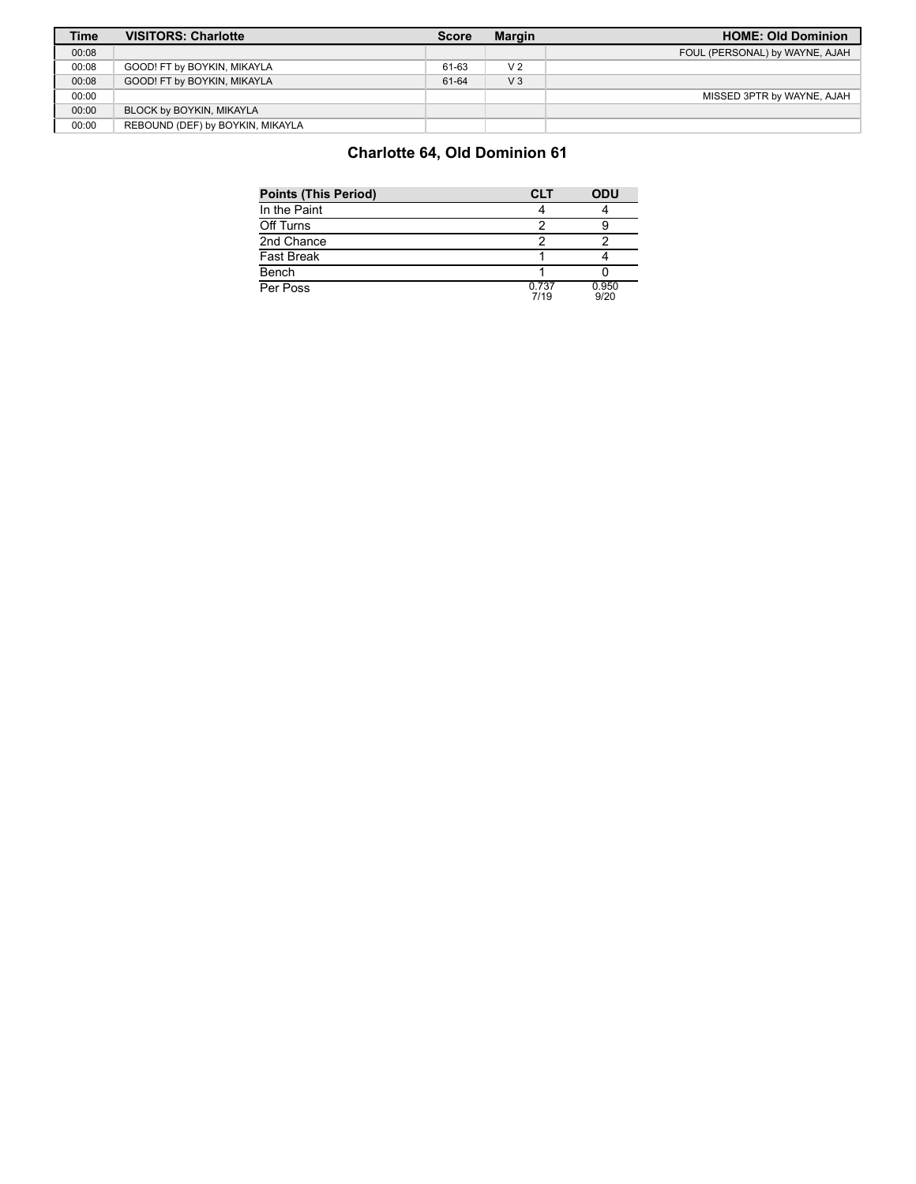| Time | VISITORS: Charlotte | Score | Margin | HOME: Old Dominion |
| --- | --- | --- | --- | --- |
| 00:08 | | | | FOUL (PERSONAL) by WAYNE, AJAH |
| 00:08 | GOOD! FT by BOYKIN, MIKAYLA | 61-63 | V 2 | |
| 00:08 | GOOD! FT by BOYKIN, MIKAYLA | 61-64 | V 3 | |
| 00:00 | | | | MISSED 3PTR by WAYNE, AJAH |
| 00:00 | BLOCK by BOYKIN, MIKAYLA | | | |
| 00:00 | REBOUND (DEF) by BOYKIN, MIKAYLA | | | |

## Charlotte 64, Old Dominion 61

| Points (This Period) | CLT | ODU |
| --- | --- | --- |
| In the Paint | 4 | 4 |
| Off Turns | 2 | 9 |
| 2nd Chance | 2 | 2 |
| Fast Break | 1 | 4 |
| Bench | 1 | 0 |
| Per Poss | 0.737 7/19 | 0.950 9/20 |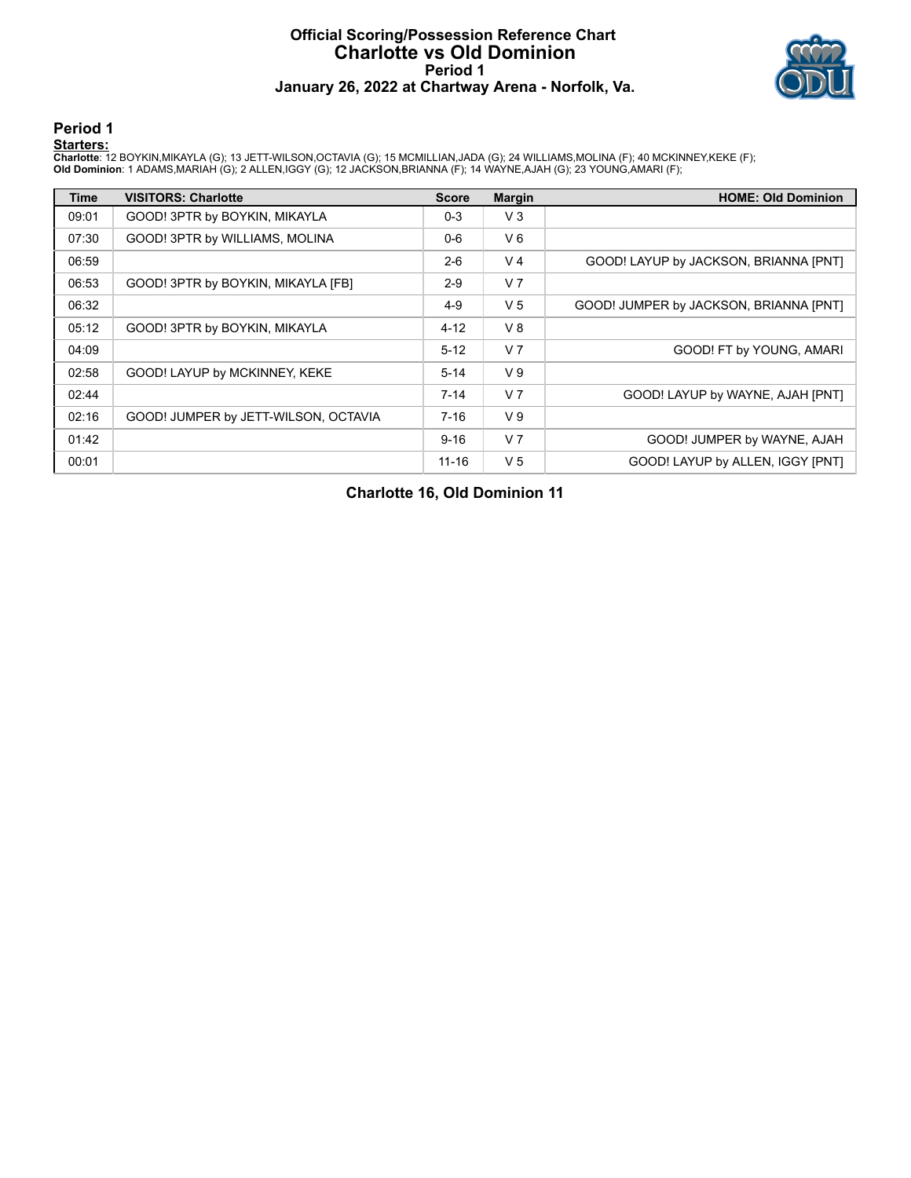# Official Scoring/Possession Reference Chart
# Charlotte vs Old Dominion
## Period 1
## January 26, 2022 at Chartway Arena - Norfolk, Va.

### Period 1

**Starters:**

**Charlotte**: 12 BOYKIN,MIKAYLA (G); 13 JETT-WILSON,OCTAVIA (G); 15 MCMILLIAN,JADA (G); 24 WILLIAMS,MOLINA (F); 40 MCKINNEY,KEKE (F);
**Old Dominion**: 1 ADAMS,MARIAH (G); 2 ALLEN,IGGY (G); 12 JACKSON,BRIANNA (F); 14 WAYNE,AJAH (G); 23 YOUNG,AMARI (F);

| Time | VISITORS: Charlotte | Score | Margin | HOME: Old Dominion |
|---|---|---|---|---|
| 09:01 | GOOD! 3PTR by BOYKIN, MIKAYLA | 0-3 | V 3 | |
| 07:30 | GOOD! 3PTR by WILLIAMS, MOLINA | 0-6 | V 6 | |
| 06:59 | | 2-6 | V 4 | GOOD! LAYUP by JACKSON, BRIANNA [PNT] |
| 06:53 | GOOD! 3PTR by BOYKIN, MIKAYLA [FB] | 2-9 | V 7 | |
| 06:32 | | 4-9 | V 5 | GOOD! JUMPER by JACKSON, BRIANNA [PNT] |
| 05:12 | GOOD! 3PTR by BOYKIN, MIKAYLA | 4-12 | V 8 | |
| 04:09 | | 5-12 | V 7 | GOOD! FT by YOUNG, AMARI |
| 02:58 | GOOD! LAYUP by MCKINNEY, KEKE | 5-14 | V 9 | |
| 02:44 | | 7-14 | V 7 | GOOD! LAYUP by WAYNE, AJAH [PNT] |
| 02:16 | GOOD! JUMPER by JETT-WILSON, OCTAVIA | 7-16 | V 9 | |
| 01:42 | | 9-16 | V 7 | GOOD! JUMPER by WAYNE, AJAH |
| 00:01 | | 11-16 | V 5 | GOOD! LAYUP by ALLEN, IGGY [PNT] |

**Charlotte 16, Old Dominion 11**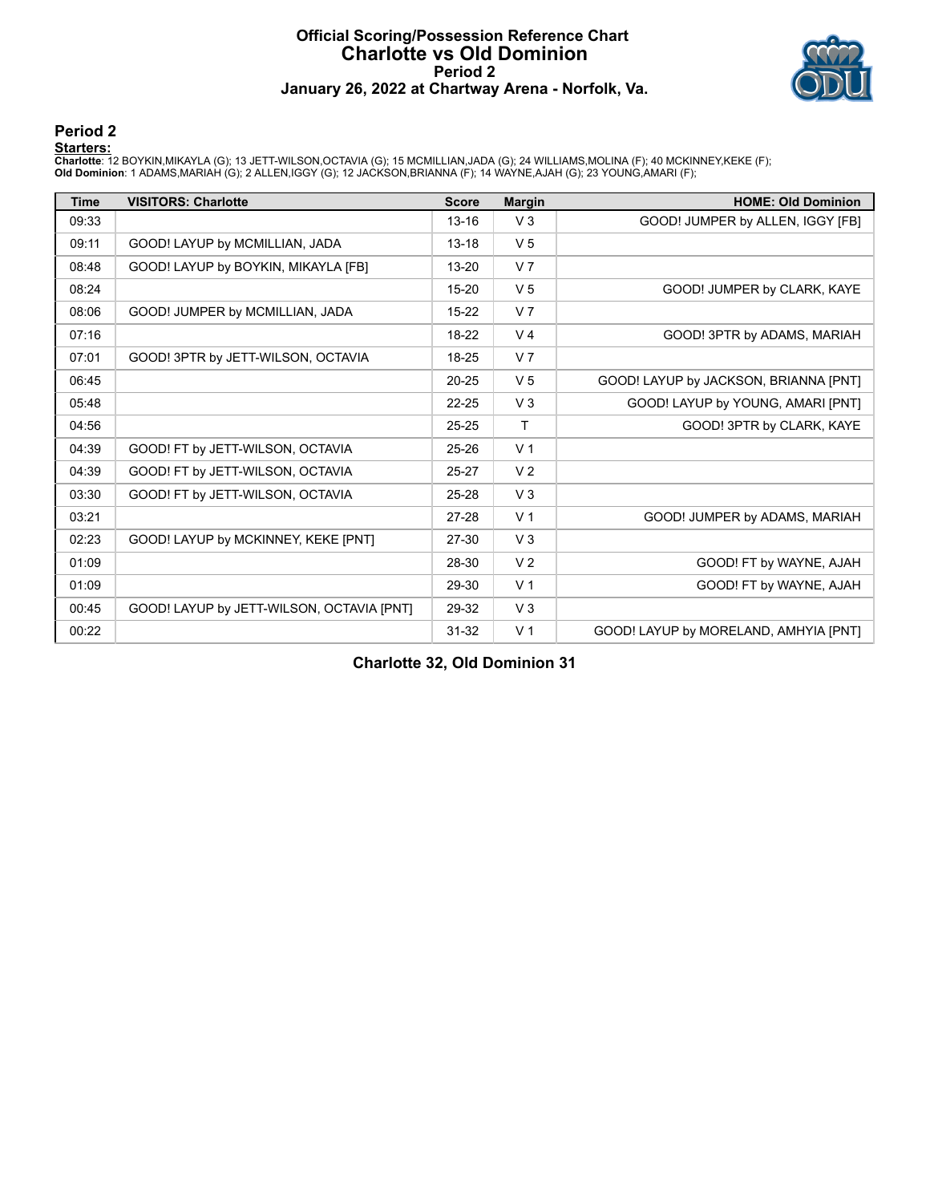# Official Scoring/Possession Reference Chart
# Charlotte vs Old Dominion
## Period 2
### January 26, 2022 at Chartway Arena - Norfolk, Va.

## Period 2

**Starters:**

**Charlotte**: 12 BOYKIN,MIKAYLA (G); 13 JETT-WILSON,OCTAVIA (G); 15 MCMILLIAN,JADA (G); 24 WILLIAMS,MOLINA (F); 40 MCKINNEY,KEKE (F);
**Old Dominion**: 1 ADAMS,MARIAH (G); 2 ALLEN,IGGY (G); 12 JACKSON,BRIANNA (F); 14 WAYNE,AJAH (G); 23 YOUNG,AMARI (F);

| Time | VISITORS: Charlotte | Score | Margin | HOME: Old Dominion |
|---|---|---|---|---|
| 09:33 | | 13-16 | V 3 | GOOD! JUMPER by ALLEN, IGGY [FB] |
| 09:11 | GOOD! LAYUP by MCMILLIAN, JADA | 13-18 | V 5 | |
| 08:48 | GOOD! LAYUP by BOYKIN, MIKAYLA [FB] | 13-20 | V 7 | |
| 08:24 | | 15-20 | V 5 | GOOD! JUMPER by CLARK, KAYE |
| 08:06 | GOOD! JUMPER by MCMILLIAN, JADA | 15-22 | V 7 | |
| 07:16 | | 18-22 | V 4 | GOOD! 3PTR by ADAMS, MARIAH |
| 07:01 | GOOD! 3PTR by JETT-WILSON, OCTAVIA | 18-25 | V 7 | |
| 06:45 | | 20-25 | V 5 | GOOD! LAYUP by JACKSON, BRIANNA [PNT] |
| 05:48 | | 22-25 | V 3 | GOOD! LAYUP by YOUNG, AMARI [PNT] |
| 04:56 | | 25-25 | T | GOOD! 3PTR by CLARK, KAYE |
| 04:39 | GOOD! FT by JETT-WILSON, OCTAVIA | 25-26 | V 1 | |
| 04:39 | GOOD! FT by JETT-WILSON, OCTAVIA | 25-27 | V 2 | |
| 03:30 | GOOD! FT by JETT-WILSON, OCTAVIA | 25-28 | V 3 | |
| 03:21 | | 27-28 | V 1 | GOOD! JUMPER by ADAMS, MARIAH |
| 02:23 | GOOD! LAYUP by MCKINNEY, KEKE [PNT] | 27-30 | V 3 | |
| 01:09 | | 28-30 | V 2 | GOOD! FT by WAYNE, AJAH |
| 01:09 | | 29-30 | V 1 | GOOD! FT by WAYNE, AJAH |
| 00:45 | GOOD! LAYUP by JETT-WILSON, OCTAVIA [PNT] | 29-32 | V 3 | |
| 00:22 | | 31-32 | V 1 | GOOD! LAYUP by MORELAND, AMHYIA [PNT] |

**Charlotte 32, Old Dominion 31**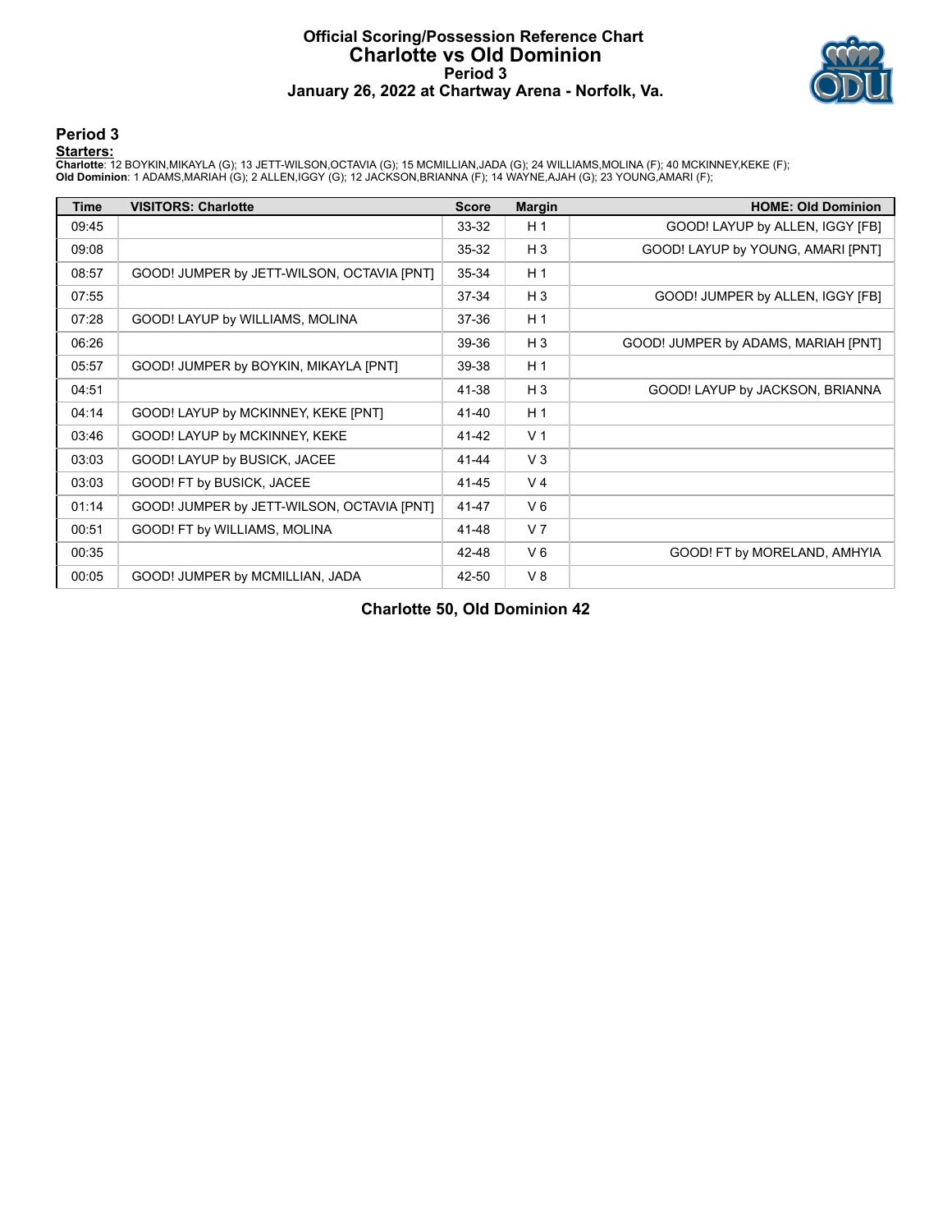# Official Scoring/Possession Reference Chart
# Charlotte vs Old Dominion
# Period 3
# January 26, 2022 at Chartway Arena - Norfolk, Va.

## Period 3

**Starters:**

**Charlotte**: 12 BOYKIN,MIKAYLA (G); 13 JETT-WILSON,OCTAVIA (G); 15 MCMILLIAN,JADA (G); 24 WILLIAMS,MOLINA (F); 40 MCKINNEY,KEKE (F);
**Old Dominion**: 1 ADAMS,MARIAH (G); 2 ALLEN,IGGY (G); 12 JACKSON,BRIANNA (F); 14 WAYNE,AJAH (G); 23 YOUNG,AMARI (F);

| Time | VISITORS: Charlotte | Score | Margin | HOME: Old Dominion |
|---|---|---|---|---|
| 09:45 | | 33-32 | H 1 | GOOD! LAYUP by ALLEN, IGGY [FB] |
| 09:08 | | 35-32 | H 3 | GOOD! LAYUP by YOUNG, AMARI [PNT] |
| 08:57 | GOOD! JUMPER by JETT-WILSON, OCTAVIA [PNT] | 35-34 | H 1 | |
| 07:55 | | 37-34 | H 3 | GOOD! JUMPER by ALLEN, IGGY [FB] |
| 07:28 | GOOD! LAYUP by WILLIAMS, MOLINA | 37-36 | H 1 | |
| 06:26 | | 39-36 | H 3 | GOOD! JUMPER by ADAMS, MARIAH [PNT] |
| 05:57 | GOOD! JUMPER by BOYKIN, MIKAYLA [PNT] | 39-38 | H 1 | |
| 04:51 | | 41-38 | H 3 | GOOD! LAYUP by JACKSON, BRIANNA |
| 04:14 | GOOD! LAYUP by MCKINNEY, KEKE [PNT] | 41-40 | H 1 | |
| 03:46 | GOOD! LAYUP by MCKINNEY, KEKE | 41-42 | V 1 | |
| 03:03 | GOOD! LAYUP by BUSICK, JACEE | 41-44 | V 3 | |
| 03:03 | GOOD! FT by BUSICK, JACEE | 41-45 | V 4 | |
| 01:14 | GOOD! JUMPER by JETT-WILSON, OCTAVIA [PNT] | 41-47 | V 6 | |
| 00:51 | GOOD! FT by WILLIAMS, MOLINA | 41-48 | V 7 | |
| 00:35 | | 42-48 | V 6 | GOOD! FT by MORELAND, AMHYIA |
| 00:05 | GOOD! JUMPER by MCMILLIAN, JADA | 42-50 | V 8 | |

**Charlotte 50, Old Dominion 42**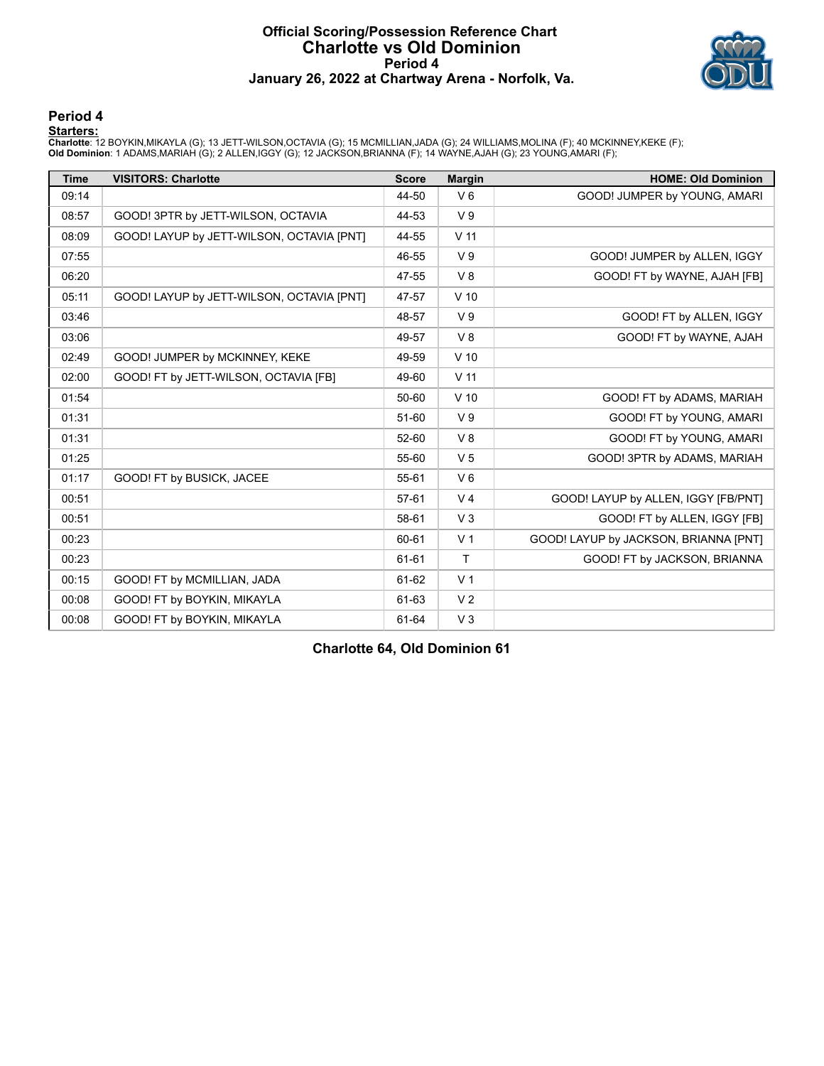# Official Scoring/Possession Reference Chart
# Charlotte vs Old Dominion
# Period 4
# January 26, 2022 at Chartway Arena - Norfolk, Va.

## Period 4

**Starters:**

**Charlotte**: 12 BOYKIN,MIKAYLA (G); 13 JETT-WILSON,OCTAVIA (G); 15 MCMILLIAN,JADA (G); 24 WILLIAMS,MOLINA (F); 40 MCKINNEY,KEKE (F);
**Old Dominion**: 1 ADAMS,MARIAH (G); 2 ALLEN,IGGY (G); 12 JACKSON,BRIANNA (F); 14 WAYNE,AJAH (G); 23 YOUNG,AMARI (F);

| Time | VISITORS: Charlotte | Score | Margin | HOME: Old Dominion |
|---|---|---|---|---|
| 09:14 | | 44-50 | V 6 | GOOD! JUMPER by YOUNG, AMARI |
| 08:57 | GOOD! 3PTR by JETT-WILSON, OCTAVIA | 44-53 | V 9 | |
| 08:09 | GOOD! LAYUP by JETT-WILSON, OCTAVIA [PNT] | 44-55 | V 11 | |
| 07:55 | | 46-55 | V 9 | GOOD! JUMPER by ALLEN, IGGY |
| 06:20 | | 47-55 | V 8 | GOOD! FT by WAYNE, AJAH [FB] |
| 05:11 | GOOD! LAYUP by JETT-WILSON, OCTAVIA [PNT] | 47-57 | V 10 | |
| 03:46 | | 48-57 | V 9 | GOOD! FT by ALLEN, IGGY |
| 03:06 | | 49-57 | V 8 | GOOD! FT by WAYNE, AJAH |
| 02:49 | GOOD! JUMPER by MCKINNEY, KEKE | 49-59 | V 10 | |
| 02:00 | GOOD! FT by JETT-WILSON, OCTAVIA [FB] | 49-60 | V 11 | |
| 01:54 | | 50-60 | V 10 | GOOD! FT by ADAMS, MARIAH |
| 01:31 | | 51-60 | V 9 | GOOD! FT by YOUNG, AMARI |
| 01:31 | | 52-60 | V 8 | GOOD! FT by YOUNG, AMARI |
| 01:25 | | 55-60 | V 5 | GOOD! 3PTR by ADAMS, MARIAH |
| 01:17 | GOOD! FT by BUSICK, JACEE | 55-61 | V 6 | |
| 00:51 | | 57-61 | V 4 | GOOD! LAYUP by ALLEN, IGGY [FB/PNT] |
| 00:51 | | 58-61 | V 3 | GOOD! FT by ALLEN, IGGY [FB] |
| 00:23 | | 60-61 | V 1 | GOOD! LAYUP by JACKSON, BRIANNA [PNT] |
| 00:23 | | 61-61 | T | GOOD! FT by JACKSON, BRIANNA |
| 00:15 | GOOD! FT by MCMILLIAN, JADA | 61-62 | V 1 | |
| 00:08 | GOOD! FT by BOYKIN, MIKAYLA | 61-63 | V 2 | |
| 00:08 | GOOD! FT by BOYKIN, MIKAYLA | 61-64 | V 3 | |

**Charlotte 64, Old Dominion 61**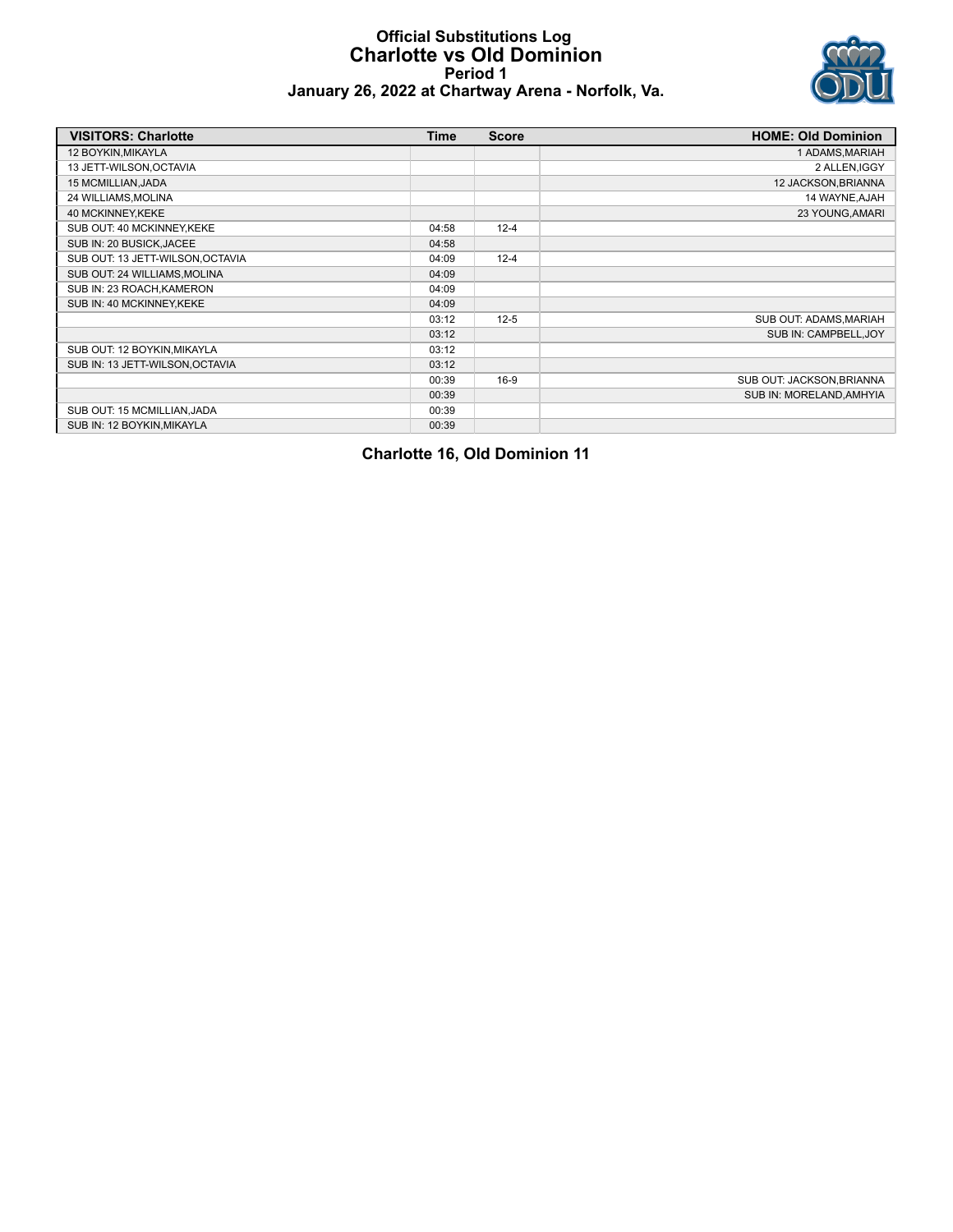# Official Substitutions Log
## Charlotte vs Old Dominion
### Period 1
### January 26, 2022 at Chartway Arena - Norfolk, Va.

| VISITORS: Charlotte | Time | Score | HOME: Old Dominion |
|---|---|---|---|
| 12 BOYKIN,MIKAYLA | | | 1 ADAMS,MARIAH |
| 13 JETT-WILSON,OCTAVIA | | | 2 ALLEN,IGGY |
| 15 MCMILLIAN,JADA | | | 12 JACKSON,BRIANNA |
| 24 WILLIAMS,MOLINA | | | 14 WAYNE,AJAH |
| 40 MCKINNEY,KEKE | | | 23 YOUNG,AMARI |
| SUB OUT: 40 MCKINNEY,KEKE | 04:58 | 12-4 | |
| SUB IN: 20 BUSICK,JACEE | 04:58 | | |
| SUB OUT: 13 JETT-WILSON,OCTAVIA | 04:09 | 12-4 | |
| SUB OUT: 24 WILLIAMS,MOLINA | 04:09 | | |
| SUB IN: 23 ROACH,KAMERON | 04:09 | | |
| SUB IN: 40 MCKINNEY,KEKE | 04:09 | | |
| | 03:12 | 12-5 | SUB OUT: ADAMS,MARIAH |
| | 03:12 | | SUB IN: CAMPBELL,JOY |
| SUB OUT: 12 BOYKIN,MIKAYLA | 03:12 | | |
| SUB IN: 13 JETT-WILSON,OCTAVIA | 03:12 | | |
| | 00:39 | 16-9 | SUB OUT: JACKSON,BRIANNA |
| | 00:39 | | SUB IN: MORELAND,AMHYIA |
| SUB OUT: 15 MCMILLIAN,JADA | 00:39 | | |
| SUB IN: 12 BOYKIN,MIKAYLA | 00:39 | | |

**Charlotte 16, Old Dominion 11**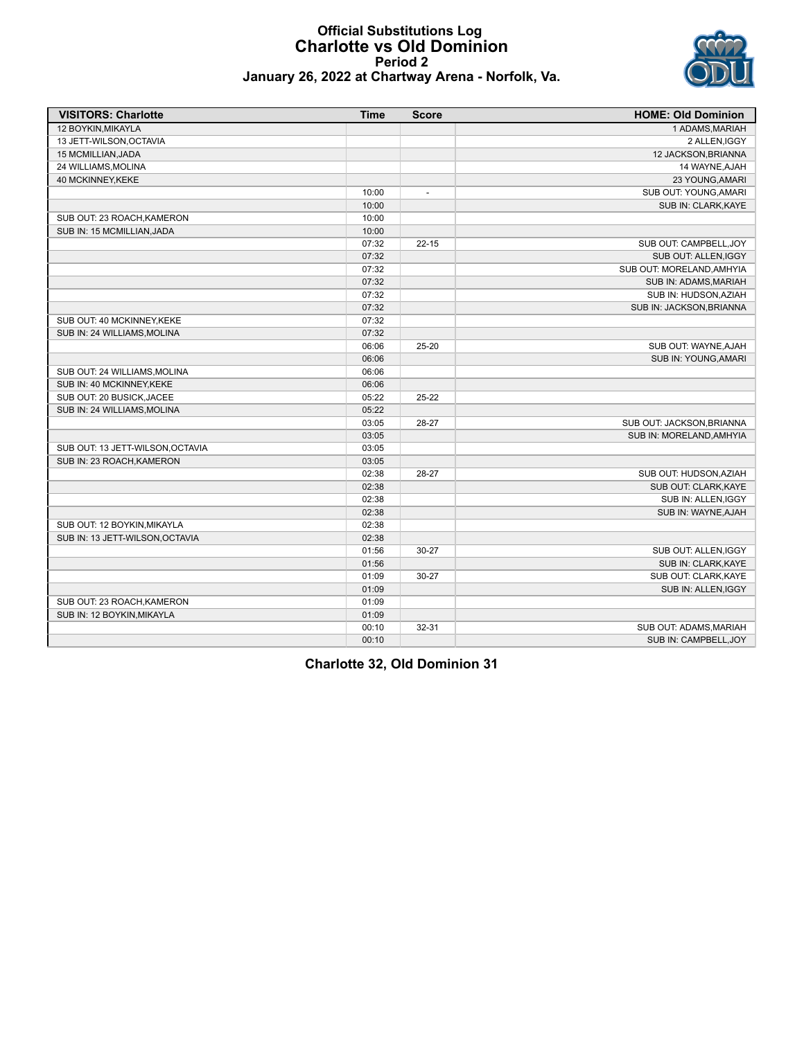# Official Substitutions Log
## Charlotte vs Old Dominion
### Period 2
### January 26, 2022 at Chartway Arena - Norfolk, Va.

| VISITORS: Charlotte | Time | Score | HOME: Old Dominion |
|---|---|---|---|
| 12 BOYKIN,MIKAYLA | | | 1 ADAMS,MARIAH |
| 13 JETT-WILSON,OCTAVIA | | | 2 ALLEN,IGGY |
| 15 MCMILLIAN,JADA | | | 12 JACKSON,BRIANNA |
| 24 WILLIAMS,MOLINA | | | 14 WAYNE,AJAH |
| 40 MCKINNEY,KEKE | | | 23 YOUNG,AMARI |
| | 10:00 | - | SUB OUT: YOUNG,AMARI |
| | 10:00 | | SUB IN: CLARK,KAYE |
| SUB OUT: 23 ROACH,KAMERON | 10:00 | | |
| SUB IN: 15 MCMILLIAN,JADA | 10:00 | | |
| | 07:32 | 22-15 | SUB OUT: CAMPBELL,JOY |
| | 07:32 | | SUB OUT: ALLEN,IGGY |
| | 07:32 | | SUB OUT: MORELAND,AMHYIA |
| | 07:32 | | SUB IN: ADAMS,MARIAH |
| | 07:32 | | SUB IN: HUDSON,AZIAH |
| | 07:32 | | SUB IN: JACKSON,BRIANNA |
| SUB OUT: 40 MCKINNEY,KEKE | 07:32 | | |
| SUB IN: 24 WILLIAMS,MOLINA | 07:32 | | |
| | 06:06 | 25-20 | SUB OUT: WAYNE,AJAH |
| | 06:06 | | SUB IN: YOUNG,AMARI |
| SUB OUT: 24 WILLIAMS,MOLINA | 06:06 | | |
| SUB IN: 40 MCKINNEY,KEKE | 06:06 | | |
| SUB OUT: 20 BUSICK,JACEE | 05:22 | 25-22 | |
| SUB IN: 24 WILLIAMS,MOLINA | 05:22 | | |
| | 03:05 | 28-27 | SUB OUT: JACKSON,BRIANNA |
| | 03:05 | | SUB IN: MORELAND,AMHYIA |
| SUB OUT: 13 JETT-WILSON,OCTAVIA | 03:05 | | |
| SUB IN: 23 ROACH,KAMERON | 03:05 | | |
| | 02:38 | 28-27 | SUB OUT: HUDSON,AZIAH |
| | 02:38 | | SUB OUT: CLARK,KAYE |
| | 02:38 | | SUB IN: ALLEN,IGGY |
| | 02:38 | | SUB IN: WAYNE,AJAH |
| SUB OUT: 12 BOYKIN,MIKAYLA | 02:38 | | |
| SUB IN: 13 JETT-WILSON,OCTAVIA | 02:38 | | |
| | 01:56 | 30-27 | SUB OUT: ALLEN,IGGY |
| | 01:56 | | SUB IN: CLARK,KAYE |
| | 01:09 | 30-27 | SUB OUT: CLARK,KAYE |
| | 01:09 | | SUB IN: ALLEN,IGGY |
| SUB OUT: 23 ROACH,KAMERON | 01:09 | | |
| SUB IN: 12 BOYKIN,MIKAYLA | 01:09 | | |
| | 00:10 | 32-31 | SUB OUT: ADAMS,MARIAH |
| | 00:10 | | SUB IN: CAMPBELL,JOY |

**Charlotte 32, Old Dominion 31**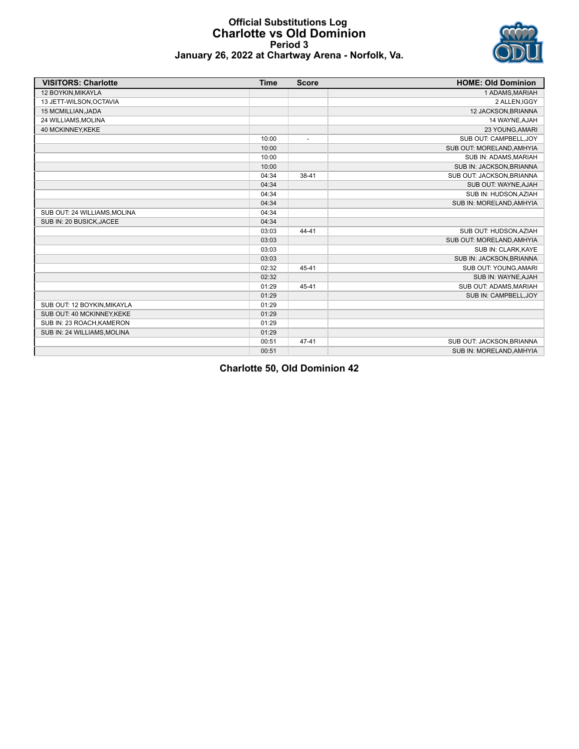# Official Substitutions Log
## Charlotte vs Old Dominion
### Period 3
### January 26, 2022 at Chartway Arena - Norfolk, Va.

| VISITORS: Charlotte | Time | Score | HOME: Old Dominion |
|---|---|---|---|
| 12 BOYKIN,MIKAYLA | | | 1 ADAMS,MARIAH |
| 13 JETT-WILSON,OCTAVIA | | | 2 ALLEN,IGGY |
| 15 MCMILLIAN,JADA | | | 12 JACKSON,BRIANNA |
| 24 WILLIAMS,MOLINA | | | 14 WAYNE,AJAH |
| 40 MCKINNEY,KEKE | | | 23 YOUNG,AMARI |
| | 10:00 | - | SUB OUT: CAMPBELL,JOY |
| | 10:00 | | SUB OUT: MORELAND,AMHYIA |
| | 10:00 | | SUB IN: ADAMS,MARIAH |
| | 10:00 | | SUB IN: JACKSON,BRIANNA |
| | 04:34 | 38-41 | SUB OUT: JACKSON,BRIANNA |
| | 04:34 | | SUB OUT: WAYNE,AJAH |
| | 04:34 | | SUB IN: HUDSON,AZIAH |
| | 04:34 | | SUB IN: MORELAND,AMHYIA |
| SUB OUT: 24 WILLIAMS,MOLINA | 04:34 | | |
| SUB IN: 20 BUSICK,JACEE | 04:34 | | |
| | 03:03 | 44-41 | SUB OUT: HUDSON,AZIAH |
| | 03:03 | | SUB OUT: MORELAND,AMHYIA |
| | 03:03 | | SUB IN: CLARK,KAYE |
| | 03:03 | | SUB IN: JACKSON,BRIANNA |
| | 02:32 | 45-41 | SUB OUT: YOUNG,AMARI |
| | 02:32 | | SUB IN: WAYNE,AJAH |
| | 01:29 | 45-41 | SUB OUT: ADAMS,MARIAH |
| | 01:29 | | SUB IN: CAMPBELL,JOY |
| SUB OUT: 12 BOYKIN,MIKAYLA | 01:29 | | |
| SUB OUT: 40 MCKINNEY,KEKE | 01:29 | | |
| SUB IN: 23 ROACH,KAMERON | 01:29 | | |
| SUB IN: 24 WILLIAMS,MOLINA | 01:29 | | |
| | 00:51 | 47-41 | SUB OUT: JACKSON,BRIANNA |
| | 00:51 | | SUB IN: MORELAND,AMHYIA |

**Charlotte 50, Old Dominion 42**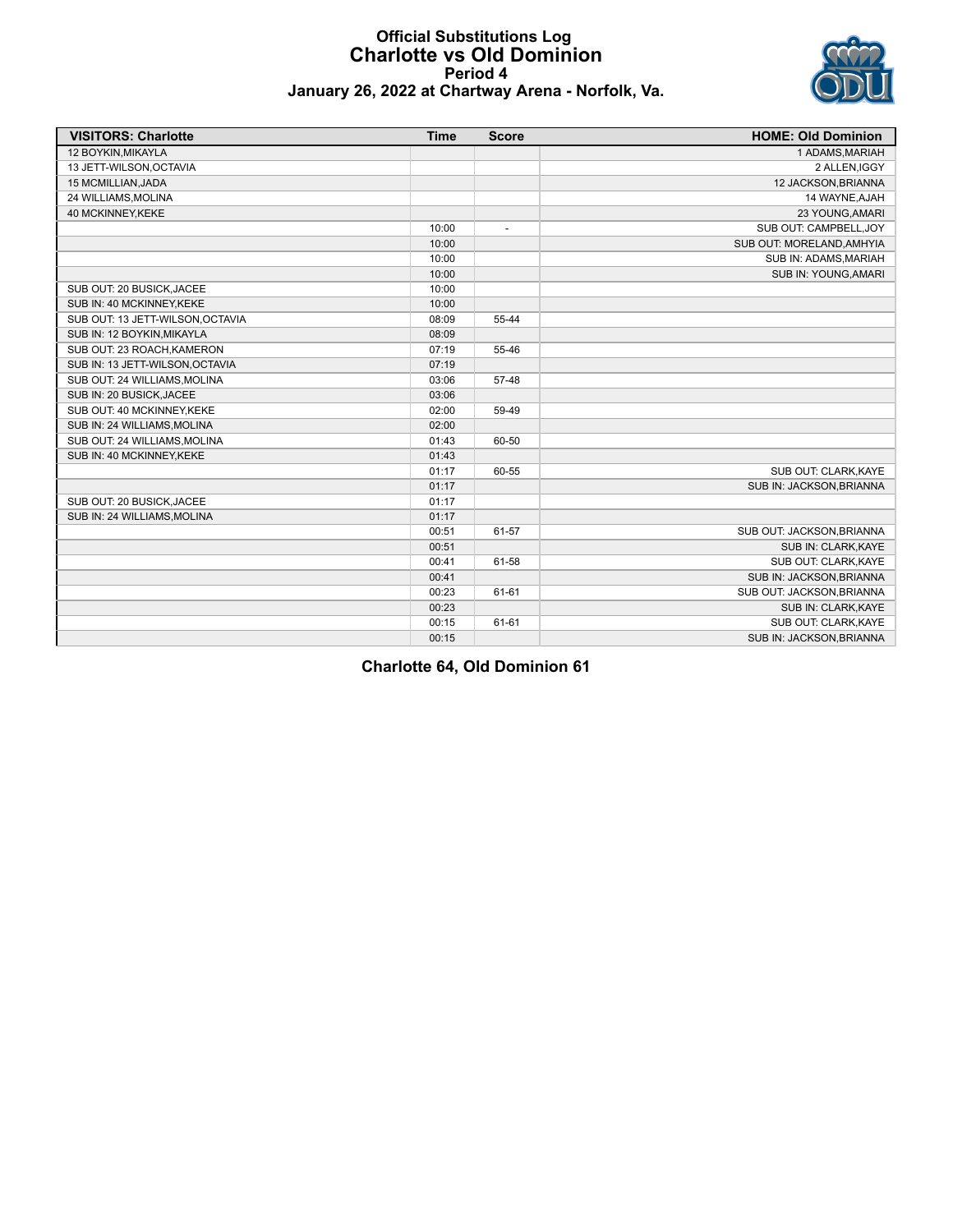# Official Substitutions Log
## Charlotte vs Old Dominion
### Period 4
### January 26, 2022 at Chartway Arena - Norfolk, Va.

| VISITORS: Charlotte | Time | Score | HOME: Old Dominion |
|---|---|---|---|
| 12 BOYKIN,MIKAYLA | | | 1 ADAMS,MARIAH |
| 13 JETT-WILSON,OCTAVIA | | | 2 ALLEN,IGGY |
| 15 MCMILLIAN,JADA | | | 12 JACKSON,BRIANNA |
| 24 WILLIAMS,MOLINA | | | 14 WAYNE,AJAH |
| 40 MCKINNEY,KEKE | | | 23 YOUNG,AMARI |
| | 10:00 | - | SUB OUT: CAMPBELL,JOY |
| | 10:00 | | SUB OUT: MORELAND,AMHYIA |
| | 10:00 | | SUB IN: ADAMS,MARIAH |
| | 10:00 | | SUB IN: YOUNG,AMARI |
| SUB OUT: 20 BUSICK,JACEE | 10:00 | | |
| SUB IN: 40 MCKINNEY,KEKE | 10:00 | | |
| SUB OUT: 13 JETT-WILSON,OCTAVIA | 08:09 | 55-44 | |
| SUB IN: 12 BOYKIN,MIKAYLA | 08:09 | | |
| SUB OUT: 23 ROACH,KAMERON | 07:19 | 55-46 | |
| SUB IN: 13 JETT-WILSON,OCTAVIA | 07:19 | | |
| SUB OUT: 24 WILLIAMS,MOLINA | 03:06 | 57-48 | |
| SUB IN: 20 BUSICK,JACEE | 03:06 | | |
| SUB OUT: 40 MCKINNEY,KEKE | 02:00 | 59-49 | |
| SUB IN: 24 WILLIAMS,MOLINA | 02:00 | | |
| SUB OUT: 24 WILLIAMS,MOLINA | 01:43 | 60-50 | |
| SUB IN: 40 MCKINNEY,KEKE | 01:43 | | |
| | 01:17 | 60-55 | SUB OUT: CLARK,KAYE |
| | 01:17 | | SUB IN: JACKSON,BRIANNA |
| SUB OUT: 20 BUSICK,JACEE | 01:17 | | |
| SUB IN: 24 WILLIAMS,MOLINA | 01:17 | | |
| | 00:51 | 61-57 | SUB OUT: JACKSON,BRIANNA |
| | 00:51 | | SUB IN: CLARK,KAYE |
| | 00:41 | 61-58 | SUB OUT: CLARK,KAYE |
| | 00:41 | | SUB IN: JACKSON,BRIANNA |
| | 00:23 | 61-61 | SUB OUT: JACKSON,BRIANNA |
| | 00:23 | | SUB IN: CLARK,KAYE |
| | 00:15 | 61-61 | SUB OUT: CLARK,KAYE |
| | 00:15 | | SUB IN: JACKSON,BRIANNA |

**Charlotte 64, Old Dominion 61**